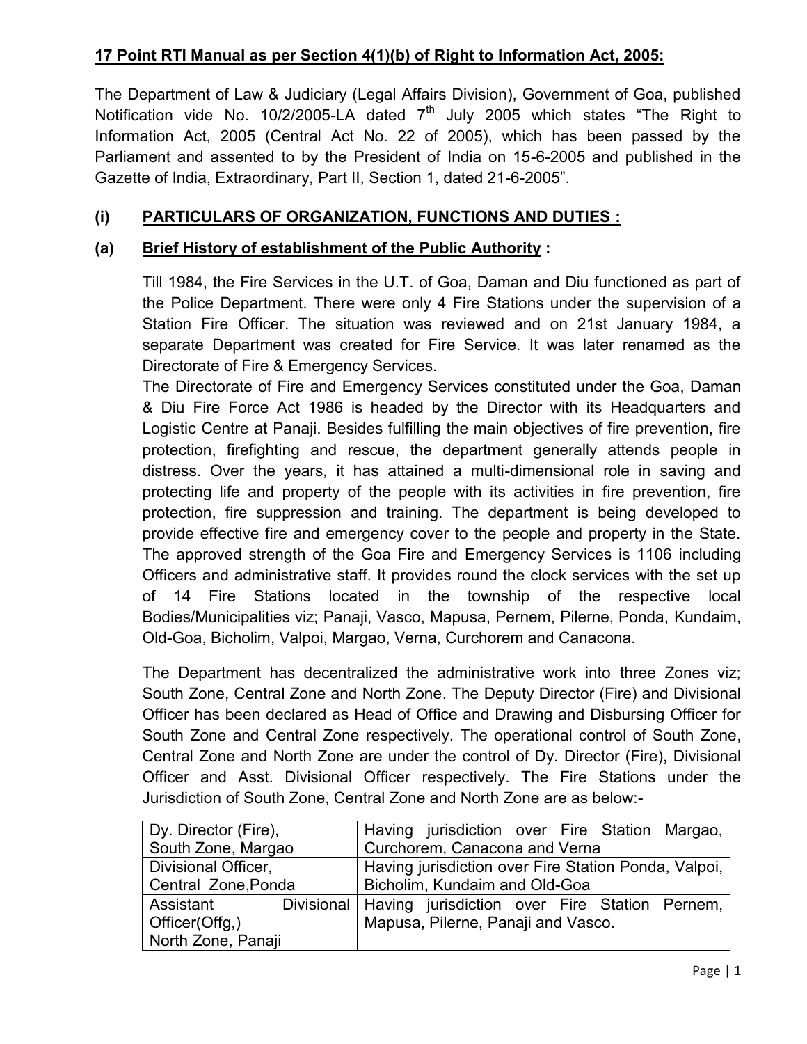## 17 Point RTI Manual as per Section 4(1)(b) of Right to Information Act, 2005:

The Department of Law & Judiciary (Legal Affairs Division), Government of Goa, published Notification vide No. 10/2/2005-LA dated 7th July 2005 which states "The Right to Information Act, 2005 (Central Act No. 22 of 2005), which has been passed by the Parliament and assented to by the President of India on 15-6-2005 and published in the Gazette of India, Extraordinary, Part II, Section 1, dated 21-6-2005".

### (i) PARTICULARS OF ORGANIZATION, FUNCTIONS AND DUTIES :

### (a) Brief History of establishment of the Public Authority :

Till 1984, the Fire Services in the U.T. of Goa, Daman and Diu functioned as part of the Police Department. There were only 4 Fire Stations under the supervision of a Station Fire Officer. The situation was reviewed and on 21st January 1984, a separate Department was created for Fire Service. It was later renamed as the Directorate of Fire & Emergency Services.

The Directorate of Fire and Emergency Services constituted under the Goa, Daman & Diu Fire Force Act 1986 is headed by the Director with its Headquarters and Logistic Centre at Panaji. Besides fulfilling the main objectives of fire prevention, fire protection, firefighting and rescue, the department generally attends people in distress. Over the years, it has attained a multi-dimensional role in saving and protecting life and property of the people with its activities in fire prevention, fire protection, fire suppression and training. The department is being developed to provide effective fire and emergency cover to the people and property in the State. The approved strength of the Goa Fire and Emergency Services is 1106 including Officers and administrative staff. It provides round the clock services with the set up of 14 Fire Stations located in the township of the respective local Bodies/Municipalities viz; Panaji, Vasco, Mapusa, Pernem, Pilerne, Ponda, Kundaim, Old-Goa, Bicholim, Valpoi, Margao, Verna, Curchorem and Canacona.

The Department has decentralized the administrative work into three Zones viz; South Zone, Central Zone and North Zone. The Deputy Director (Fire) and Divisional Officer has been declared as Head of Office and Drawing and Disbursing Officer for South Zone and Central Zone respectively. The operational control of South Zone, Central Zone and North Zone are under the control of Dy. Director (Fire), Divisional Officer and Asst. Divisional Officer respectively. The Fire Stations under the Jurisdiction of South Zone, Central Zone and North Zone are as below:-

| | |
|---|---|
| Dy. Director (Fire), South Zone, Margao | Having jurisdiction over Fire Station Margao, Curchorem, Canacona and Verna |
| Divisional Officer, Central Zone,Ponda | Having jurisdiction over Fire Station Ponda, Valpoi, Bicholim, Kundaim and Old-Goa |
| Assistant Divisional Officer(Offg,) North Zone, Panaji | Having jurisdiction over Fire Station Pernem, Mapusa, Pilerne, Panaji and Vasco. |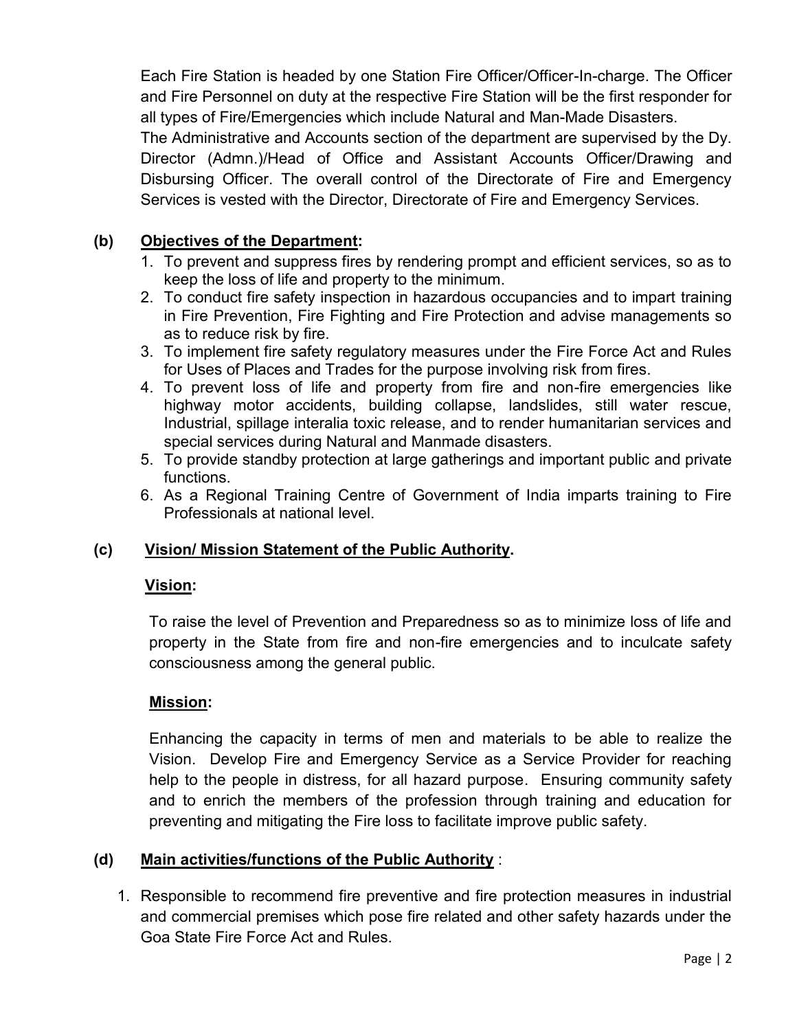Each Fire Station is headed by one Station Fire Officer/Officer-In-charge. The Officer and Fire Personnel on duty at the respective Fire Station will be the first responder for all types of Fire/Emergencies which include Natural and Man-Made Disasters.

The Administrative and Accounts section of the department are supervised by the Dy. Director (Admn.)/Head of Office and Assistant Accounts Officer/Drawing and Disbursing Officer. The overall control of the Directorate of Fire and Emergency Services is vested with the Director, Directorate of Fire and Emergency Services.

**(b) <u>Objectives of the Department</u>:**

1. To prevent and suppress fires by rendering prompt and efficient services, so as to keep the loss of life and property to the minimum.
2. To conduct fire safety inspection in hazardous occupancies and to impart training in Fire Prevention, Fire Fighting and Fire Protection and advise managements so as to reduce risk by fire.
3. To implement fire safety regulatory measures under the Fire Force Act and Rules for Uses of Places and Trades for the purpose involving risk from fires.
4. To prevent loss of life and property from fire and non-fire emergencies like highway motor accidents, building collapse, landslides, still water rescue, Industrial, spillage interalia toxic release, and to render humanitarian services and special services during Natural and Manmade disasters.
5. To provide standby protection at large gatherings and important public and private functions.
6. As a Regional Training Centre of Government of India imparts training to Fire Professionals at national level.

**(c) <u>Vision/ Mission Statement of the Public Authority</u>.**

**<u>Vision</u>:**

To raise the level of Prevention and Preparedness so as to minimize loss of life and property in the State from fire and non-fire emergencies and to inculcate safety consciousness among the general public.

**<u>Mission</u>:**

Enhancing the capacity in terms of men and materials to be able to realize the Vision. Develop Fire and Emergency Service as a Service Provider for reaching help to the people in distress, for all hazard purpose. Ensuring community safety and to enrich the members of the profession through training and education for preventing and mitigating the Fire loss to facilitate improve public safety.

**(d) <u>Main activities/functions of the Public Authority</u>** :

1. Responsible to recommend fire preventive and fire protection measures in industrial and commercial premises which pose fire related and other safety hazards under the Goa State Fire Force Act and Rules.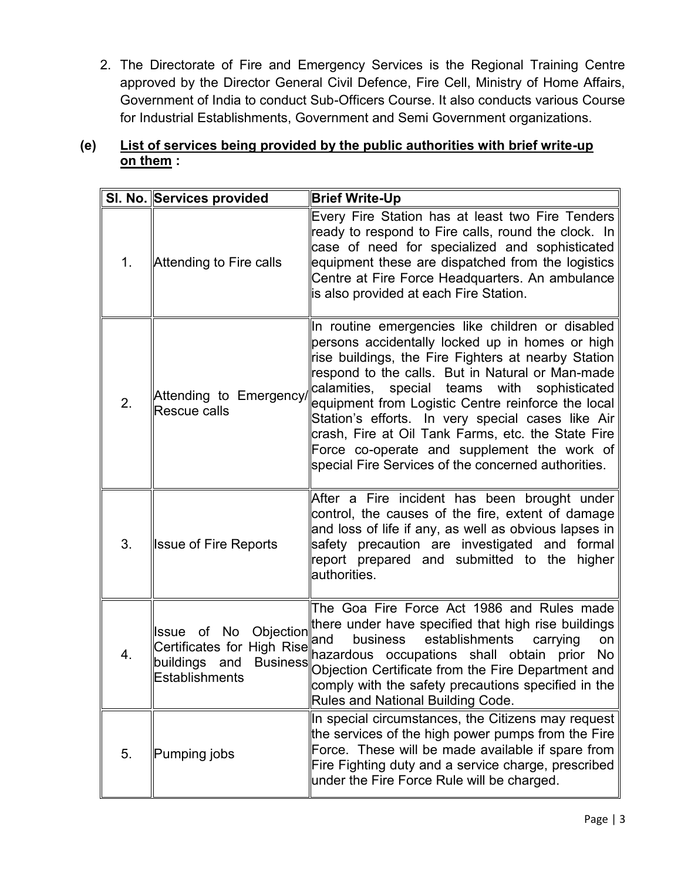2. The Directorate of Fire and Emergency Services is the Regional Training Centre approved by the Director General Civil Defence, Fire Cell, Ministry of Home Affairs, Government of India to conduct Sub-Officers Course. It also conducts various Course for Industrial Establishments, Government and Semi Government organizations.

**(e) <u>List of services being provided by the public authorities with brief write-up on them</u> :**

| Sl. No. | Services provided | Brief Write-Up |
|---|---|---|
| 1. | Attending to Fire calls | Every Fire Station has at least two Fire Tenders ready to respond to Fire calls, round the clock. In case of need for specialized and sophisticated equipment these are dispatched from the logistics Centre at Fire Force Headquarters. An ambulance is also provided at each Fire Station. |
| 2. | Attending to Emergency/ Rescue calls | In routine emergencies like children or disabled persons accidentally locked up in homes or high rise buildings, the Fire Fighters at nearby Station respond to the calls. But in Natural or Man-made calamities, special teams with sophisticated equipment from Logistic Centre reinforce the local Station's efforts. In very special cases like Air crash, Fire at Oil Tank Farms, etc. the State Fire Force co-operate and supplement the work of special Fire Services of the concerned authorities. |
| 3. | Issue of Fire Reports | After a Fire incident has been brought under control, the causes of the fire, extent of damage and loss of life if any, as well as obvious lapses in safety precaution are investigated and formal report prepared and submitted to the higher authorities. |
| 4. | Issue of No Objection Certificates for High Rise buildings and Business Establishments | The Goa Fire Force Act 1986 and Rules made there under have specified that high rise buildings and business establishments carrying on hazardous occupations shall obtain prior No Objection Certificate from the Fire Department and comply with the safety precautions specified in the Rules and National Building Code. |
| 5. | Pumping jobs | In special circumstances, the Citizens may request the services of the high power pumps from the Fire Force. These will be made available if spare from Fire Fighting duty and a service charge, prescribed under the Fire Force Rule will be charged. |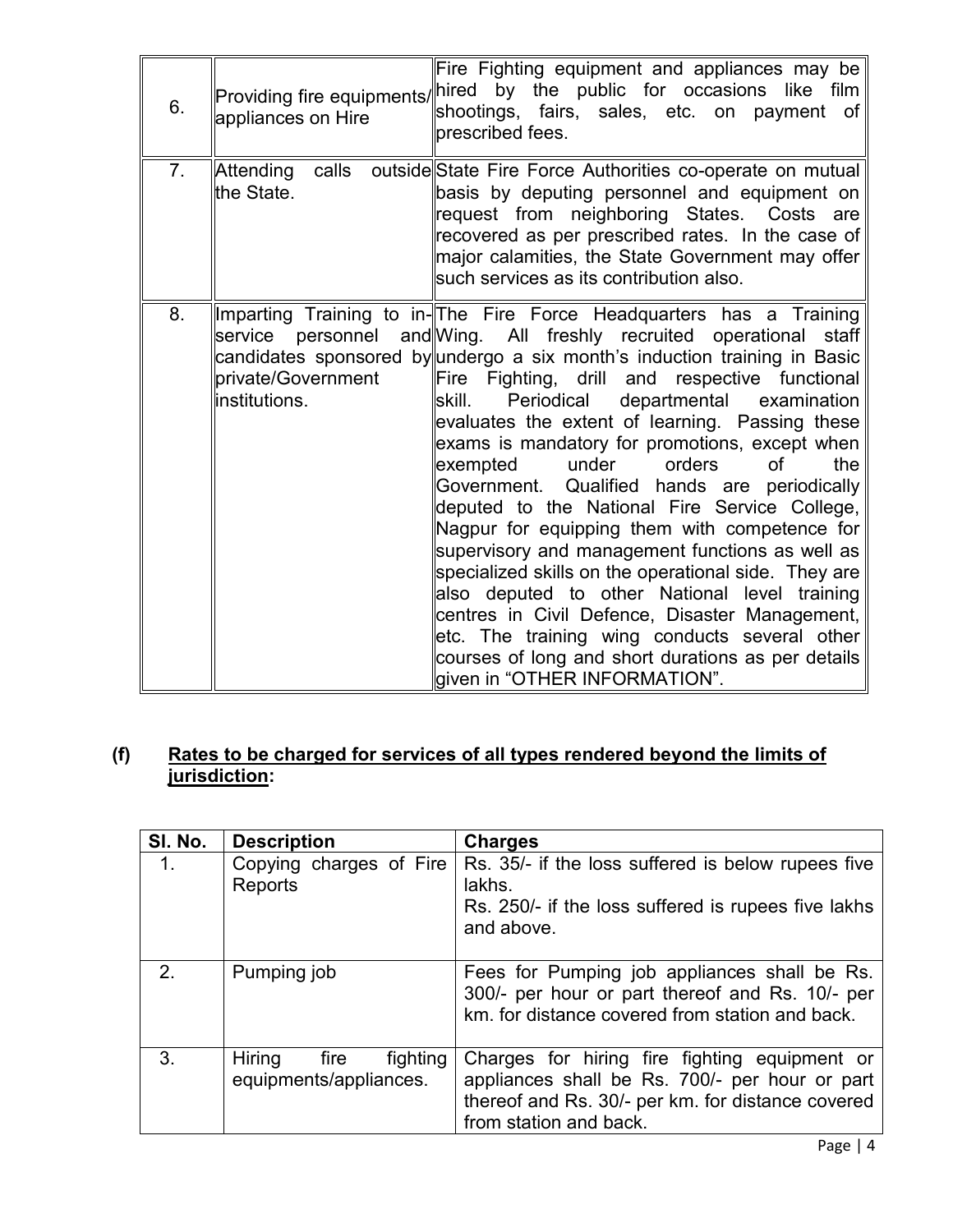| 6. | Providing fire equipments/ appliances on Hire | Fire Fighting equipment and appliances may be hired by the public for occasions like film shootings, fairs, sales, etc. on payment of prescribed fees. |
|---|---|---|
| 7. | Attending calls outside the State. | State Fire Force Authorities co-operate on mutual basis by deputing personnel and equipment on request from neighboring States. Costs are recovered as per prescribed rates. In the case of major calamities, the State Government may offer such services as its contribution also. |
| 8. | Imparting Training to in-service personnel and candidates sponsored by private/Government institutions. | The Fire Force Headquarters has a Training Wing. All freshly recruited operational staff undergo a six month's induction training in Basic Fire Fighting, drill and respective functional skill. Periodical departmental examination evaluates the extent of learning. Passing these exams is mandatory for promotions, except when exempted under orders of the Government. Qualified hands are periodically deputed to the National Fire Service College, Nagpur for equipping them with competence for supervisory and management functions as well as specialized skills on the operational side. They are also deputed to other National level training centres in Civil Defence, Disaster Management, etc. The training wing conducts several other courses of long and short durations as per details given in "OTHER INFORMATION". |

## (f) Rates to be charged for services of all types rendered beyond the limits of jurisdiction:

| Sl. No. | Description | Charges |
|---|---|---|
| 1. | Copying charges of Fire Reports | Rs. 35/- if the loss suffered is below rupees five lakhs.<br>Rs. 250/- if the loss suffered is rupees five lakhs and above. |
| 2. | Pumping job | Fees for Pumping job appliances shall be Rs. 300/- per hour or part thereof and Rs. 10/- per km. for distance covered from station and back. |
| 3. | Hiring fire fighting equipments/appliances. | Charges for hiring fire fighting equipment or appliances shall be Rs. 700/- per hour or part thereof and Rs. 30/- per km. for distance covered from station and back. |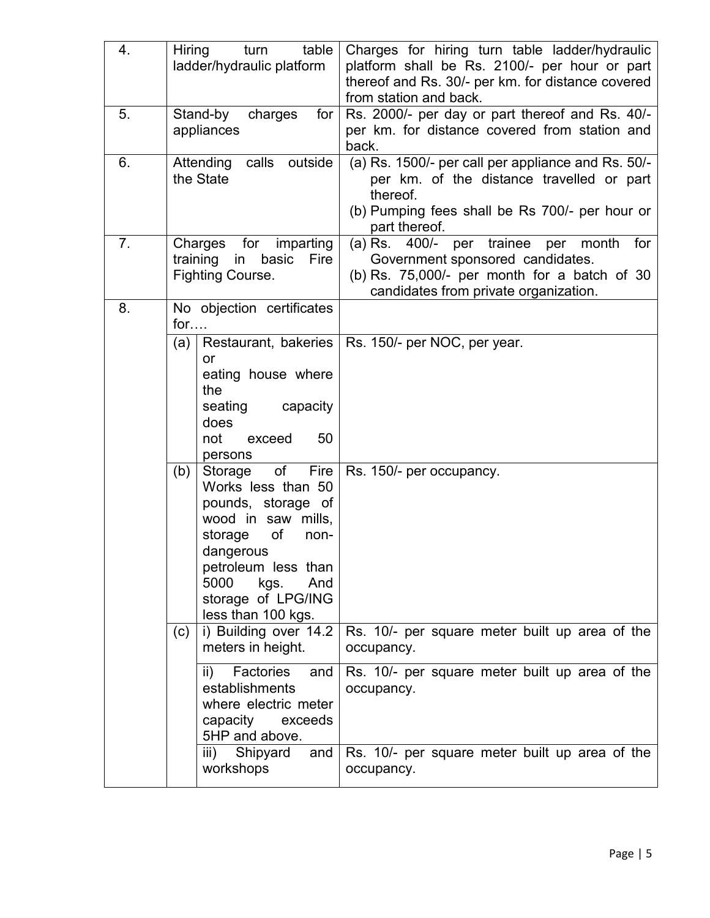| 4. | Hiring turn table ladder/hydraulic platform | | Charges for hiring turn table ladder/hydraulic platform shall be Rs. 2100/- per hour or part thereof and Rs. 30/- per km. for distance covered from station and back. |
|---|---|---|---|
| 5. | Stand-by charges for appliances | | Rs. 2000/- per day or part thereof and Rs. 40/- per km. for distance covered from station and back. |
| 6. | Attending calls outside the State | | (a) Rs. 1500/- per call per appliance and Rs. 50/- per km. of the distance travelled or part thereof.<br>(b) Pumping fees shall be Rs 700/- per hour or part thereof. |
| 7. | Charges for imparting training in basic Fire Fighting Course. | | (a) Rs. 400/- per trainee per month for Government sponsored candidates.<br>(b) Rs. 75,000/- per month for a batch of 30 candidates from private organization. |
| 8. | No objection certificates for…. | | |
| | (a) | Restaurant, bakeries or eating house where the seating capacity does not exceed 50 persons | Rs. 150/- per NOC, per year. |
| | (b) | Storage of Fire Works less than 50 pounds, storage of wood in saw mills, storage of non-dangerous petroleum less than 5000 kgs. And storage of LPG/ING less than 100 kgs. | Rs. 150/- per occupancy. |
| | (c) | i) Building over 14.2 meters in height. | Rs. 10/- per square meter built up area of the occupancy. |
| | | ii) Factories and establishments where electric meter capacity exceeds 5HP and above. | Rs. 10/- per square meter built up area of the occupancy. |
| | | iii) Shipyard and workshops | Rs. 10/- per square meter built up area of the occupancy. |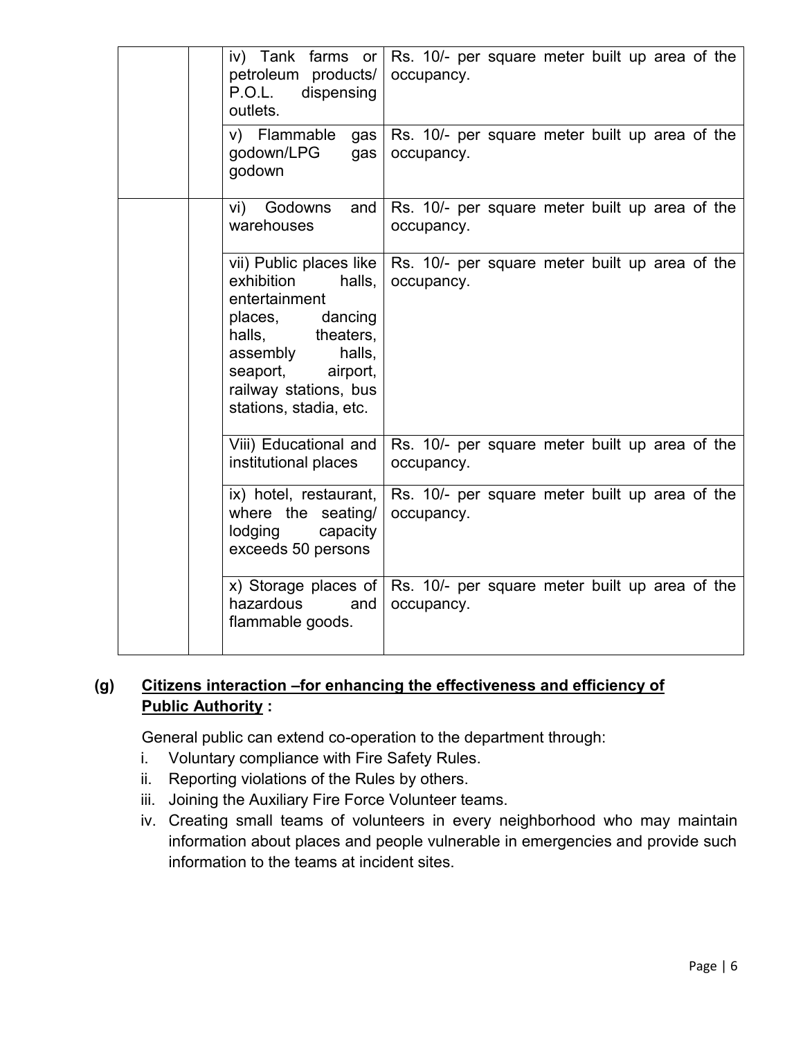| | | | |
|---|---|---|---|
| | | iv) Tank farms or petroleum products/ P.O.L. dispensing outlets. | Rs. 10/- per square meter built up area of the occupancy. |
| | | v) Flammable gas godown/LPG gas godown | Rs. 10/- per square meter built up area of the occupancy. |
| | | vi) Godowns and warehouses | Rs. 10/- per square meter built up area of the occupancy. |
| | | vii) Public places like exhibition halls, entertainment places, dancing halls, theaters, assembly halls, seaport, airport, railway stations, bus stations, stadia, etc. | Rs. 10/- per square meter built up area of the occupancy. |
| | | Viii) Educational and institutional places | Rs. 10/- per square meter built up area of the occupancy. |
| | | ix) hotel, restaurant, where the seating/ lodging capacity exceeds 50 persons | Rs. 10/- per square meter built up area of the occupancy. |
| | | x) Storage places of hazardous and flammable goods. | Rs. 10/- per square meter built up area of the occupancy. |

**(g) <u>Citizens interaction –for enhancing the effectiveness and efficiency of Public Authority</u> :**

General public can extend co-operation to the department through:

i. Voluntary compliance with Fire Safety Rules.
ii. Reporting violations of the Rules by others.
iii. Joining the Auxiliary Fire Force Volunteer teams.
iv. Creating small teams of volunteers in every neighborhood who may maintain information about places and people vulnerable in emergencies and provide such information to the teams at incident sites.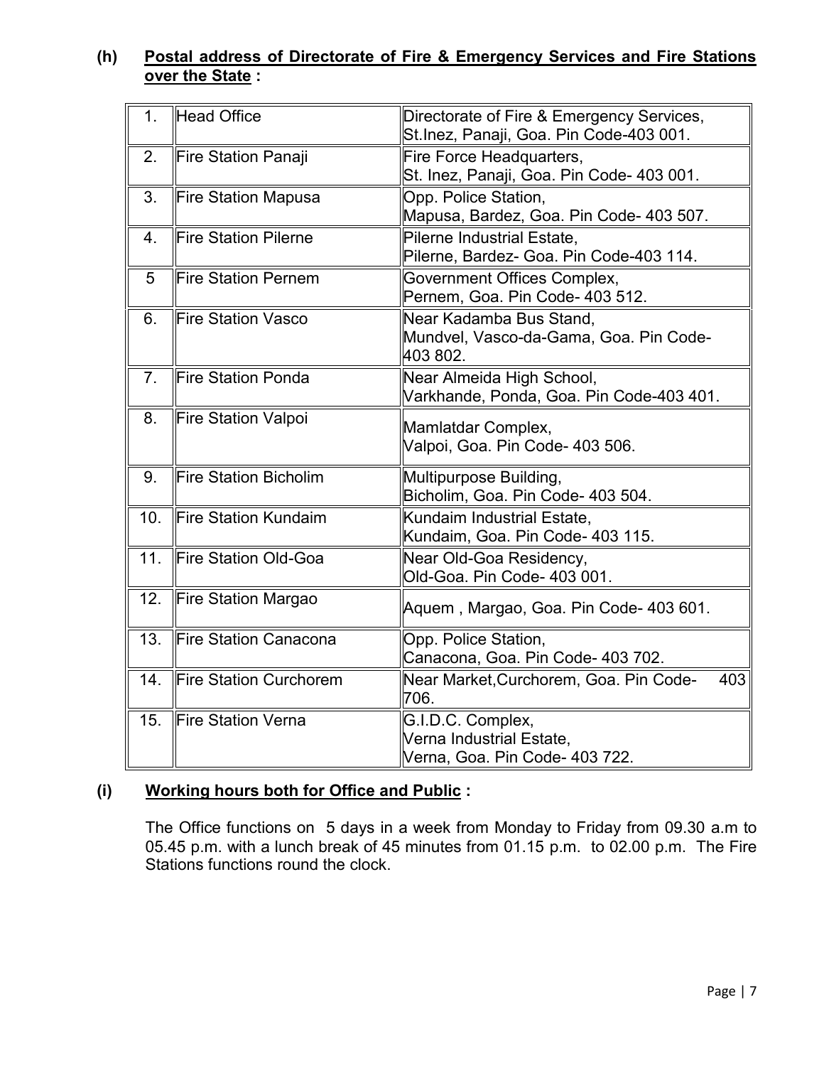**(h) <u>Postal address of Directorate of Fire & Emergency Services and Fire Stations over the State</u> :**

| | | |
|---|---|---|
| 1. | Head Office | Directorate of Fire & Emergency Services, St.Inez, Panaji, Goa. Pin Code-403 001. |
| 2. | Fire Station Panaji | Fire Force Headquarters, St. Inez, Panaji, Goa. Pin Code- 403 001. |
| 3. | Fire Station Mapusa | Opp. Police Station, Mapusa, Bardez, Goa. Pin Code- 403 507. |
| 4. | Fire Station Pilerne | Pilerne Industrial Estate, Pilerne, Bardez- Goa. Pin Code-403 114. |
| 5 | Fire Station Pernem | Government Offices Complex, Pernem, Goa. Pin Code- 403 512. |
| 6. | Fire Station Vasco | Near Kadamba Bus Stand, Mundvel, Vasco-da-Gama, Goa. Pin Code- 403 802. |
| 7. | Fire Station Ponda | Near Almeida High School, Varkhande, Ponda, Goa. Pin Code-403 401. |
| 8. | Fire Station Valpoi | Mamlatdar Complex, Valpoi, Goa. Pin Code- 403 506. |
| 9. | Fire Station Bicholim | Multipurpose Building, Bicholim, Goa. Pin Code- 403 504. |
| 10. | Fire Station Kundaim | Kundaim Industrial Estate, Kundaim, Goa. Pin Code- 403 115. |
| 11. | Fire Station Old-Goa | Near Old-Goa Residency, Old-Goa. Pin Code- 403 001. |
| 12. | Fire Station Margao | Aquem , Margao, Goa. Pin Code- 403 601. |
| 13. | Fire Station Canacona | Opp. Police Station, Canacona, Goa. Pin Code- 403 702. |
| 14. | Fire Station Curchorem | Near Market,Curchorem, Goa. Pin Code- 403 706. |
| 15. | Fire Station Verna | G.I.D.C. Complex, Verna Industrial Estate, Verna, Goa. Pin Code- 403 722. |

**(i) <u>Working hours both for Office and Public</u> :**

The Office functions on 5 days in a week from Monday to Friday from 09.30 a.m to 05.45 p.m. with a lunch break of 45 minutes from 01.15 p.m. to 02.00 p.m. The Fire Stations functions round the clock.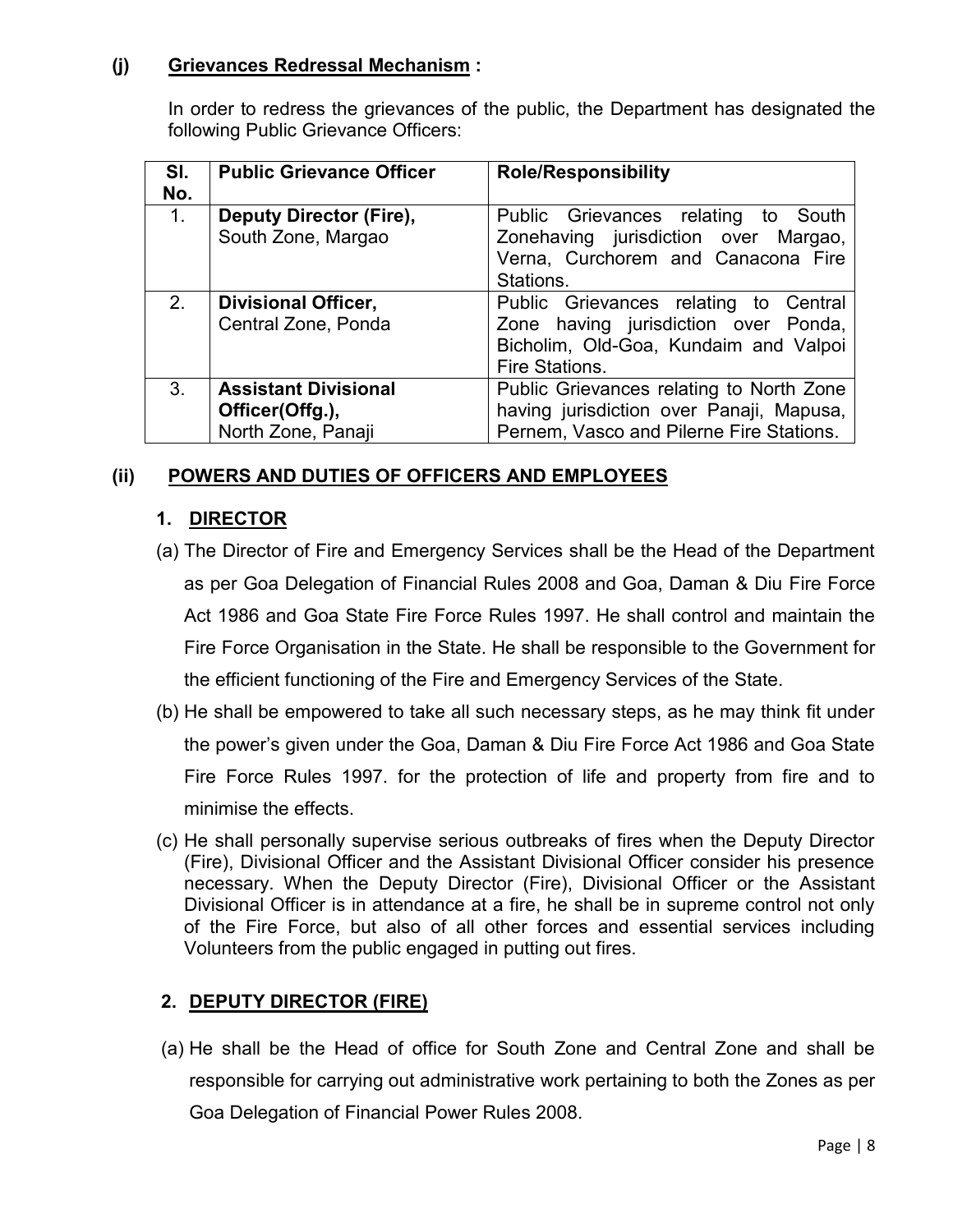### (j) Grievances Redressal Mechanism :

In order to redress the grievances of the public, the Department has designated the following Public Grievance Officers:

| Sl. No. | Public Grievance Officer | Role/Responsibility |
|---|---|---|
| 1. | **Deputy Director (Fire),** South Zone, Margao | Public Grievances relating to South Zonehaving jurisdiction over Margao, Verna, Curchorem and Canacona Fire Stations. |
| 2. | **Divisional Officer,** Central Zone, Ponda | Public Grievances relating to Central Zone having jurisdiction over Ponda, Bicholim, Old-Goa, Kundaim and Valpoi Fire Stations. |
| 3. | **Assistant Divisional Officer(Offg.),** North Zone, Panaji | Public Grievances relating to North Zone having jurisdiction over Panaji, Mapusa, Pernem, Vasco and Pilerne Fire Stations. |

## (ii) POWERS AND DUTIES OF OFFICERS AND EMPLOYEES

### 1. DIRECTOR

(a) The Director of Fire and Emergency Services shall be the Head of the Department as per Goa Delegation of Financial Rules 2008 and Goa, Daman & Diu Fire Force Act 1986 and Goa State Fire Force Rules 1997. He shall control and maintain the Fire Force Organisation in the State. He shall be responsible to the Government for the efficient functioning of the Fire and Emergency Services of the State.

(b) He shall be empowered to take all such necessary steps, as he may think fit under the power's given under the Goa, Daman & Diu Fire Force Act 1986 and Goa State Fire Force Rules 1997. for the protection of life and property from fire and to minimise the effects.

(c) He shall personally supervise serious outbreaks of fires when the Deputy Director (Fire), Divisional Officer and the Assistant Divisional Officer consider his presence necessary. When the Deputy Director (Fire), Divisional Officer or the Assistant Divisional Officer is in attendance at a fire, he shall be in supreme control not only of the Fire Force, but also of all other forces and essential services including Volunteers from the public engaged in putting out fires.

### 2. DEPUTY DIRECTOR (FIRE)

(a) He shall be the Head of office for South Zone and Central Zone and shall be responsible for carrying out administrative work pertaining to both the Zones as per Goa Delegation of Financial Power Rules 2008.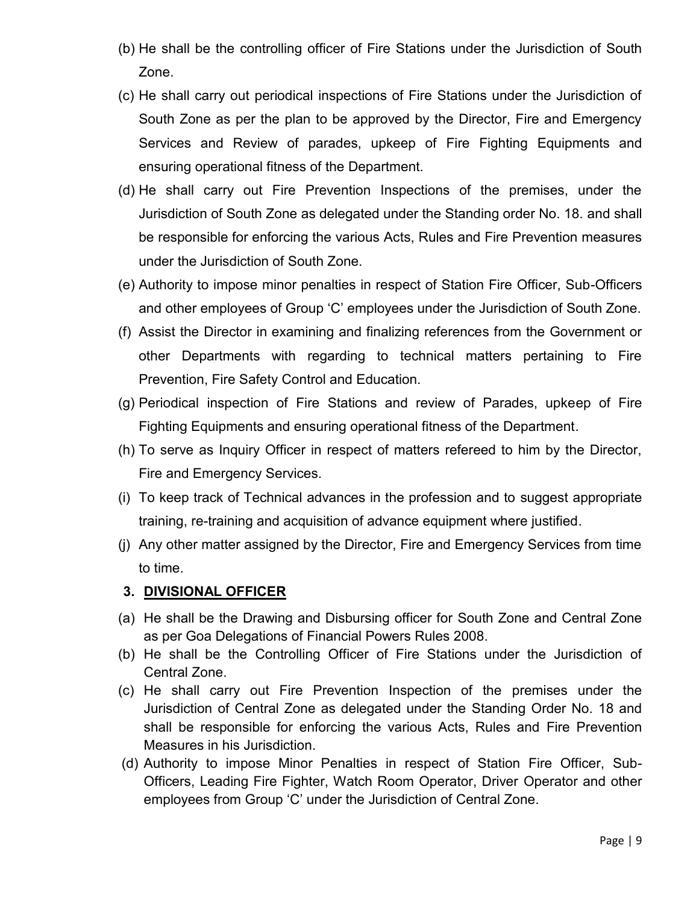(b) He shall be the controlling officer of Fire Stations under the Jurisdiction of South Zone.

(c) He shall carry out periodical inspections of Fire Stations under the Jurisdiction of South Zone as per the plan to be approved by the Director, Fire and Emergency Services and Review of parades, upkeep of Fire Fighting Equipments and ensuring operational fitness of the Department.

(d) He shall carry out Fire Prevention Inspections of the premises, under the Jurisdiction of South Zone as delegated under the Standing order No. 18. and shall be responsible for enforcing the various Acts, Rules and Fire Prevention measures under the Jurisdiction of South Zone.

(e) Authority to impose minor penalties in respect of Station Fire Officer, Sub-Officers and other employees of Group 'C' employees under the Jurisdiction of South Zone.

(f) Assist the Director in examining and finalizing references from the Government or other Departments with regarding to technical matters pertaining to Fire Prevention, Fire Safety Control and Education.

(g) Periodical inspection of Fire Stations and review of Parades, upkeep of Fire Fighting Equipments and ensuring operational fitness of the Department.

(h) To serve as Inquiry Officer in respect of matters refereed to him by the Director, Fire and Emergency Services.

(i) To keep track of Technical advances in the profession and to suggest appropriate training, re-training and acquisition of advance equipment where justified.

(j) Any other matter assigned by the Director, Fire and Emergency Services from time to time.

### 3. <u>DIVISIONAL OFFICER</u>

(a) He shall be the Drawing and Disbursing officer for South Zone and Central Zone as per Goa Delegations of Financial Powers Rules 2008.

(b) He shall be the Controlling Officer of Fire Stations under the Jurisdiction of Central Zone.

(c) He shall carry out Fire Prevention Inspection of the premises under the Jurisdiction of Central Zone as delegated under the Standing Order No. 18 and shall be responsible for enforcing the various Acts, Rules and Fire Prevention Measures in his Jurisdiction.

(d) Authority to impose Minor Penalties in respect of Station Fire Officer, Sub-Officers, Leading Fire Fighter, Watch Room Operator, Driver Operator and other employees from Group 'C' under the Jurisdiction of Central Zone.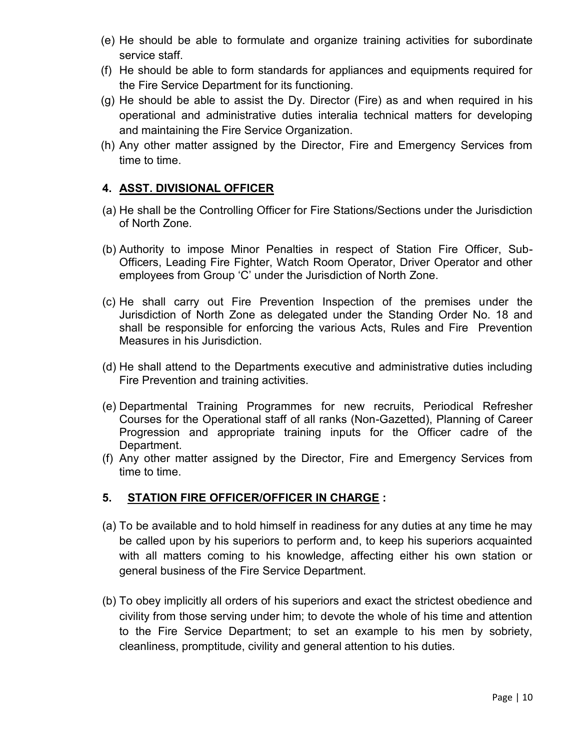(e) He should be able to formulate and organize training activities for subordinate service staff.

(f) He should be able to form standards for appliances and equipments required for the Fire Service Department for its functioning.

(g) He should be able to assist the Dy. Director (Fire) as and when required in his operational and administrative duties interalia technical matters for developing and maintaining the Fire Service Organization.

(h) Any other matter assigned by the Director, Fire and Emergency Services from time to time.

## 4. ASST. DIVISIONAL OFFICER

(a) He shall be the Controlling Officer for Fire Stations/Sections under the Jurisdiction of North Zone.

(b) Authority to impose Minor Penalties in respect of Station Fire Officer, Sub-Officers, Leading Fire Fighter, Watch Room Operator, Driver Operator and other employees from Group 'C' under the Jurisdiction of North Zone.

(c) He shall carry out Fire Prevention Inspection of the premises under the Jurisdiction of North Zone as delegated under the Standing Order No. 18 and shall be responsible for enforcing the various Acts, Rules and Fire Prevention Measures in his Jurisdiction.

(d) He shall attend to the Departments executive and administrative duties including Fire Prevention and training activities.

(e) Departmental Training Programmes for new recruits, Periodical Refresher Courses for the Operational staff of all ranks (Non-Gazetted), Planning of Career Progression and appropriate training inputs for the Officer cadre of the Department.

(f) Any other matter assigned by the Director, Fire and Emergency Services from time to time.

## 5. STATION FIRE OFFICER/OFFICER IN CHARGE :

(a) To be available and to hold himself in readiness for any duties at any time he may be called upon by his superiors to perform and, to keep his superiors acquainted with all matters coming to his knowledge, affecting either his own station or general business of the Fire Service Department.

(b) To obey implicitly all orders of his superiors and exact the strictest obedience and civility from those serving under him; to devote the whole of his time and attention to the Fire Service Department; to set an example to his men by sobriety, cleanliness, promptitude, civility and general attention to his duties.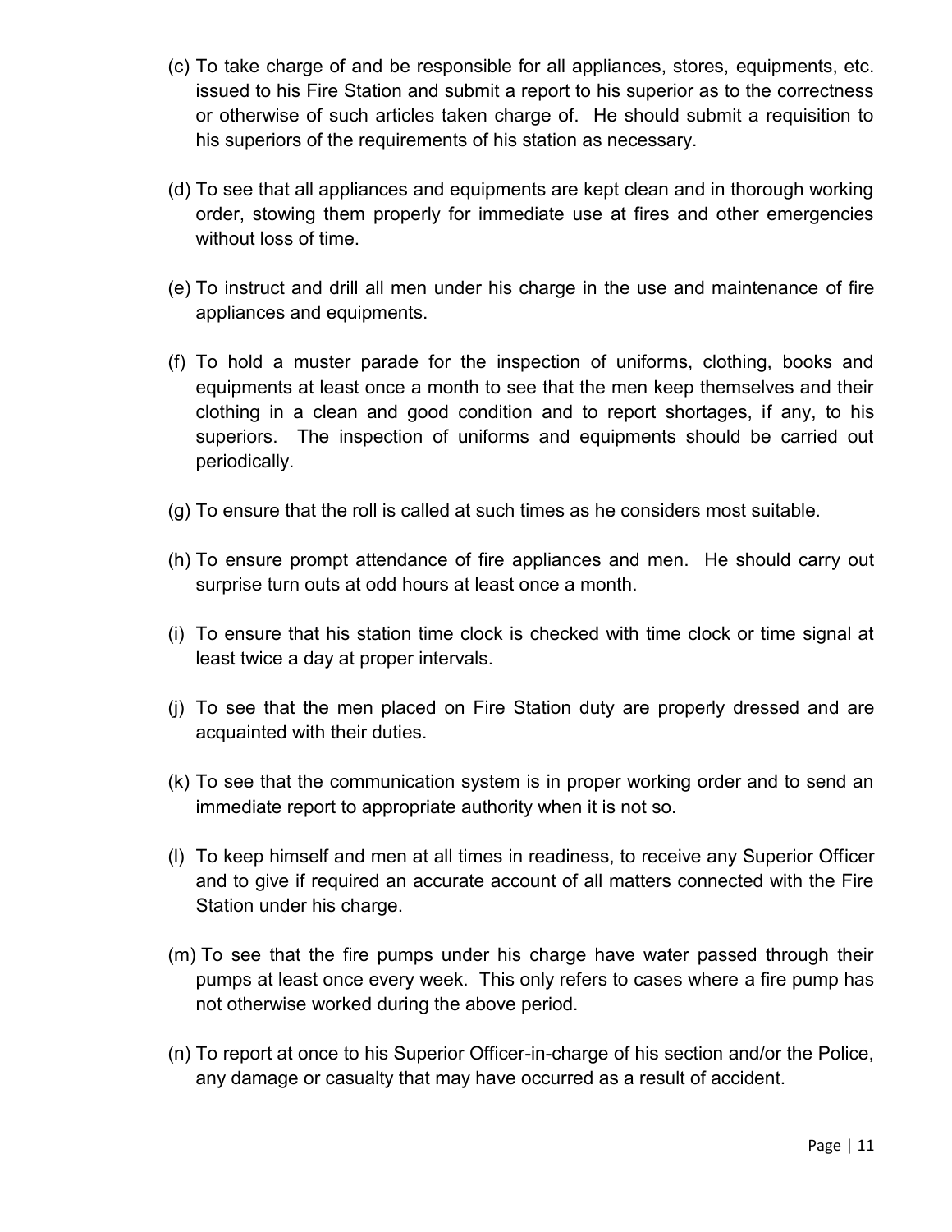(c) To take charge of and be responsible for all appliances, stores, equipments, etc. issued to his Fire Station and submit a report to his superior as to the correctness or otherwise of such articles taken charge of. He should submit a requisition to his superiors of the requirements of his station as necessary.

(d) To see that all appliances and equipments are kept clean and in thorough working order, stowing them properly for immediate use at fires and other emergencies without loss of time.

(e) To instruct and drill all men under his charge in the use and maintenance of fire appliances and equipments.

(f) To hold a muster parade for the inspection of uniforms, clothing, books and equipments at least once a month to see that the men keep themselves and their clothing in a clean and good condition and to report shortages, if any, to his superiors. The inspection of uniforms and equipments should be carried out periodically.

(g) To ensure that the roll is called at such times as he considers most suitable.

(h) To ensure prompt attendance of fire appliances and men. He should carry out surprise turn outs at odd hours at least once a month.

(i) To ensure that his station time clock is checked with time clock or time signal at least twice a day at proper intervals.

(j) To see that the men placed on Fire Station duty are properly dressed and are acquainted with their duties.

(k) To see that the communication system is in proper working order and to send an immediate report to appropriate authority when it is not so.

(l) To keep himself and men at all times in readiness, to receive any Superior Officer and to give if required an accurate account of all matters connected with the Fire Station under his charge.

(m) To see that the fire pumps under his charge have water passed through their pumps at least once every week. This only refers to cases where a fire pump has not otherwise worked during the above period.

(n) To report at once to his Superior Officer-in-charge of his section and/or the Police, any damage or casualty that may have occurred as a result of accident.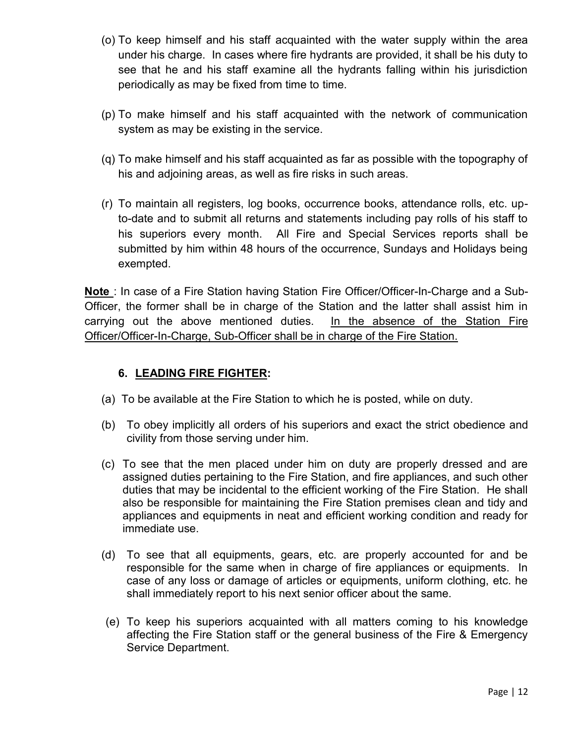(o) To keep himself and his staff acquainted with the water supply within the area under his charge. In cases where fire hydrants are provided, it shall be his duty to see that he and his staff examine all the hydrants falling within his jurisdiction periodically as may be fixed from time to time.

(p) To make himself and his staff acquainted with the network of communication system as may be existing in the service.

(q) To make himself and his staff acquainted as far as possible with the topography of his and adjoining areas, as well as fire risks in such areas.

(r) To maintain all registers, log books, occurrence books, attendance rolls, etc. up-to-date and to submit all returns and statements including pay rolls of his staff to his superiors every month. All Fire and Special Services reports shall be submitted by him within 48 hours of the occurrence, Sundays and Holidays being exempted.

**Note** : In case of a Fire Station having Station Fire Officer/Officer-In-Charge and a Sub-Officer, the former shall be in charge of the Station and the latter shall assist him in carrying out the above mentioned duties. In the absence of the Station Fire Officer/Officer-In-Charge, Sub-Officer shall be in charge of the Fire Station.

### 6. LEADING FIRE FIGHTER:

(a) To be available at the Fire Station to which he is posted, while on duty.

(b) To obey implicitly all orders of his superiors and exact the strict obedience and civility from those serving under him.

(c) To see that the men placed under him on duty are properly dressed and are assigned duties pertaining to the Fire Station, and fire appliances, and such other duties that may be incidental to the efficient working of the Fire Station. He shall also be responsible for maintaining the Fire Station premises clean and tidy and appliances and equipments in neat and efficient working condition and ready for immediate use.

(d) To see that all equipments, gears, etc. are properly accounted for and be responsible for the same when in charge of fire appliances or equipments. In case of any loss or damage of articles or equipments, uniform clothing, etc. he shall immediately report to his next senior officer about the same.

(e) To keep his superiors acquainted with all matters coming to his knowledge affecting the Fire Station staff or the general business of the Fire & Emergency Service Department.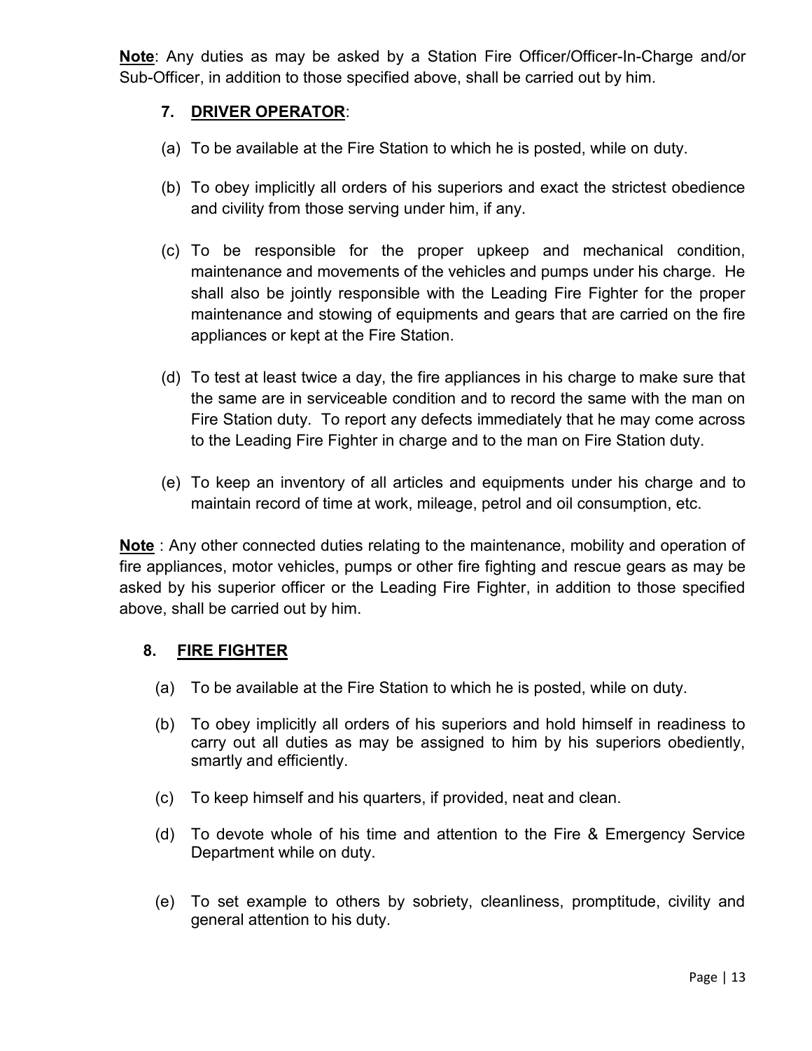**Note**: Any duties as may be asked by a Station Fire Officer/Officer-In-Charge and/or Sub-Officer, in addition to those specified above, shall be carried out by him.

### 7. DRIVER OPERATOR:

(a) To be available at the Fire Station to which he is posted, while on duty.

(b) To obey implicitly all orders of his superiors and exact the strictest obedience and civility from those serving under him, if any.

(c) To be responsible for the proper upkeep and mechanical condition, maintenance and movements of the vehicles and pumps under his charge. He shall also be jointly responsible with the Leading Fire Fighter for the proper maintenance and stowing of equipments and gears that are carried on the fire appliances or kept at the Fire Station.

(d) To test at least twice a day, the fire appliances in his charge to make sure that the same are in serviceable condition and to record the same with the man on Fire Station duty. To report any defects immediately that he may come across to the Leading Fire Fighter in charge and to the man on Fire Station duty.

(e) To keep an inventory of all articles and equipments under his charge and to maintain record of time at work, mileage, petrol and oil consumption, etc.

**Note** : Any other connected duties relating to the maintenance, mobility and operation of fire appliances, motor vehicles, pumps or other fire fighting and rescue gears as may be asked by his superior officer or the Leading Fire Fighter, in addition to those specified above, shall be carried out by him.

### 8. FIRE FIGHTER

(a) To be available at the Fire Station to which he is posted, while on duty.

(b) To obey implicitly all orders of his superiors and hold himself in readiness to carry out all duties as may be assigned to him by his superiors obediently, smartly and efficiently.

(c) To keep himself and his quarters, if provided, neat and clean.

(d) To devote whole of his time and attention to the Fire & Emergency Service Department while on duty.

(e) To set example to others by sobriety, cleanliness, promptitude, civility and general attention to his duty.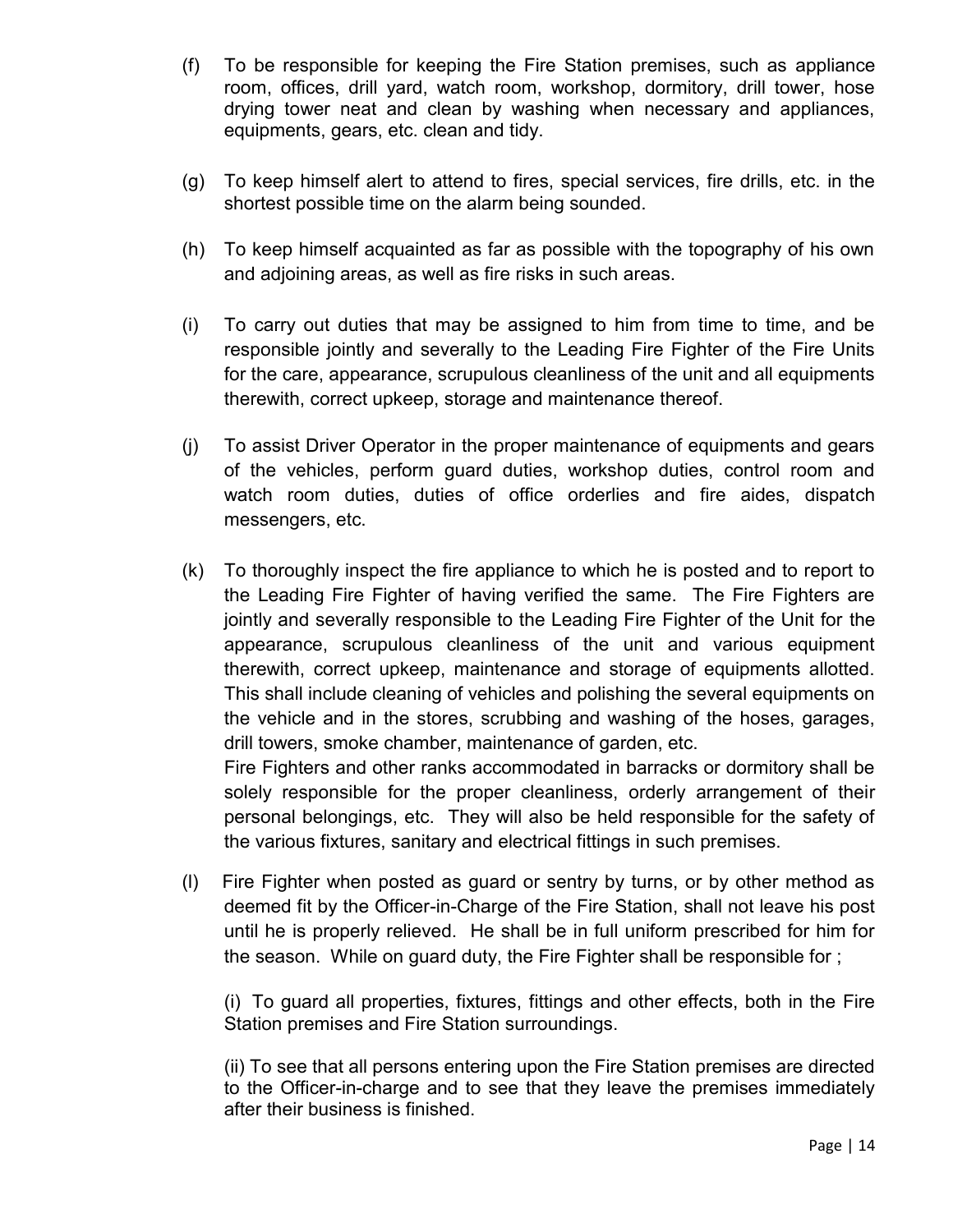(f) To be responsible for keeping the Fire Station premises, such as appliance room, offices, drill yard, watch room, workshop, dormitory, drill tower, hose drying tower neat and clean by washing when necessary and appliances, equipments, gears, etc. clean and tidy.

(g) To keep himself alert to attend to fires, special services, fire drills, etc. in the shortest possible time on the alarm being sounded.

(h) To keep himself acquainted as far as possible with the topography of his own and adjoining areas, as well as fire risks in such areas.

(i) To carry out duties that may be assigned to him from time to time, and be responsible jointly and severally to the Leading Fire Fighter of the Fire Units for the care, appearance, scrupulous cleanliness of the unit and all equipments therewith, correct upkeep, storage and maintenance thereof.

(j) To assist Driver Operator in the proper maintenance of equipments and gears of the vehicles, perform guard duties, workshop duties, control room and watch room duties, duties of office orderlies and fire aides, dispatch messengers, etc.

(k) To thoroughly inspect the fire appliance to which he is posted and to report to the Leading Fire Fighter of having verified the same. The Fire Fighters are jointly and severally responsible to the Leading Fire Fighter of the Unit for the appearance, scrupulous cleanliness of the unit and various equipment therewith, correct upkeep, maintenance and storage of equipments allotted. This shall include cleaning of vehicles and polishing the several equipments on the vehicle and in the stores, scrubbing and washing of the hoses, garages, drill towers, smoke chamber, maintenance of garden, etc.
Fire Fighters and other ranks accommodated in barracks or dormitory shall be solely responsible for the proper cleanliness, orderly arrangement of their personal belongings, etc. They will also be held responsible for the safety of the various fixtures, sanitary and electrical fittings in such premises.

(l) Fire Fighter when posted as guard or sentry by turns, or by other method as deemed fit by the Officer-in-Charge of the Fire Station, shall not leave his post until he is properly relieved. He shall be in full uniform prescribed for him for the season. While on guard duty, the Fire Fighter shall be responsible for ;

(i) To guard all properties, fixtures, fittings and other effects, both in the Fire Station premises and Fire Station surroundings.

(ii) To see that all persons entering upon the Fire Station premises are directed to the Officer-in-charge and to see that they leave the premises immediately after their business is finished.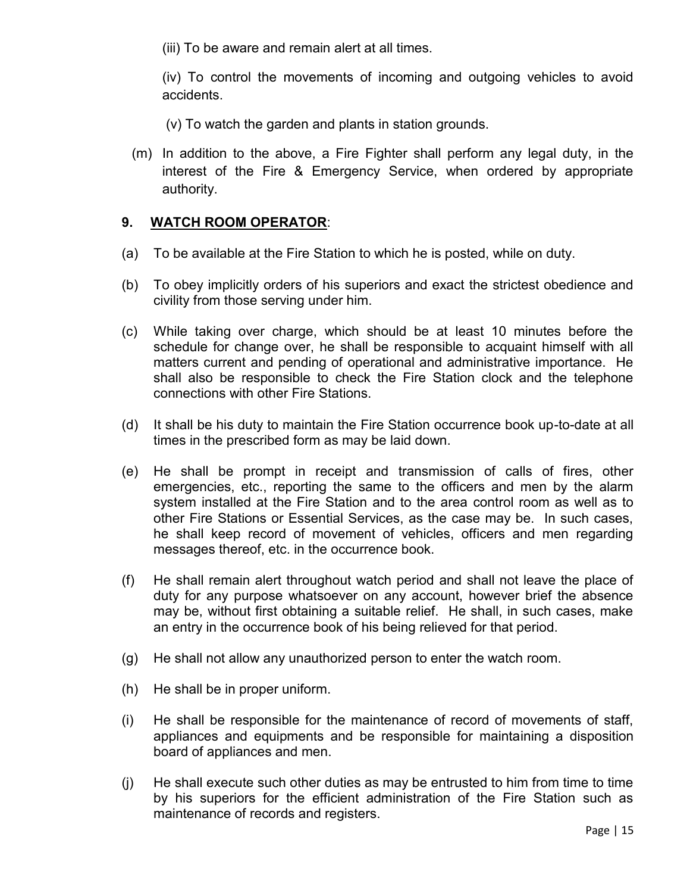(iii) To be aware and remain alert at all times.

(iv) To control the movements of incoming and outgoing vehicles to avoid accidents.

(v) To watch the garden and plants in station grounds.

(m) In addition to the above, a Fire Fighter shall perform any legal duty, in the interest of the Fire & Emergency Service, when ordered by appropriate authority.

## 9. WATCH ROOM OPERATOR:

(a) To be available at the Fire Station to which he is posted, while on duty.

(b) To obey implicitly orders of his superiors and exact the strictest obedience and civility from those serving under him.

(c) While taking over charge, which should be at least 10 minutes before the schedule for change over, he shall be responsible to acquaint himself with all matters current and pending of operational and administrative importance. He shall also be responsible to check the Fire Station clock and the telephone connections with other Fire Stations.

(d) It shall be his duty to maintain the Fire Station occurrence book up-to-date at all times in the prescribed form as may be laid down.

(e) He shall be prompt in receipt and transmission of calls of fires, other emergencies, etc., reporting the same to the officers and men by the alarm system installed at the Fire Station and to the area control room as well as to other Fire Stations or Essential Services, as the case may be. In such cases, he shall keep record of movement of vehicles, officers and men regarding messages thereof, etc. in the occurrence book.

(f) He shall remain alert throughout watch period and shall not leave the place of duty for any purpose whatsoever on any account, however brief the absence may be, without first obtaining a suitable relief. He shall, in such cases, make an entry in the occurrence book of his being relieved for that period.

(g) He shall not allow any unauthorized person to enter the watch room.

(h) He shall be in proper uniform.

(i) He shall be responsible for the maintenance of record of movements of staff, appliances and equipments and be responsible for maintaining a disposition board of appliances and men.

(j) He shall execute such other duties as may be entrusted to him from time to time by his superiors for the efficient administration of the Fire Station such as maintenance of records and registers.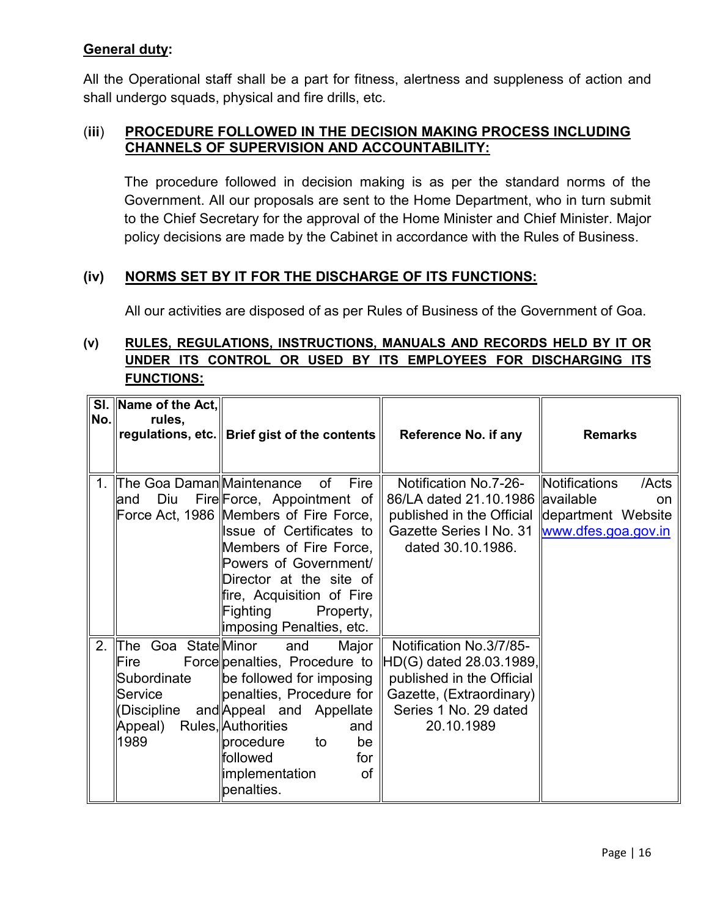**General duty:**

All the Operational staff shall be a part for fitness, alertness and suppleness of action and shall undergo squads, physical and fire drills, etc.

### (iii) PROCEDURE FOLLOWED IN THE DECISION MAKING PROCESS INCLUDING CHANNELS OF SUPERVISION AND ACCOUNTABILITY:

The procedure followed in decision making is as per the standard norms of the Government. All our proposals are sent to the Home Department, who in turn submit to the Chief Secretary for the approval of the Home Minister and Chief Minister. Major policy decisions are made by the Cabinet in accordance with the Rules of Business.

### (iv) NORMS SET BY IT FOR THE DISCHARGE OF ITS FUNCTIONS:

All our activities are disposed of as per Rules of Business of the Government of Goa.

### (v) RULES, REGULATIONS, INSTRUCTIONS, MANUALS AND RECORDS HELD BY IT OR UNDER ITS CONTROL OR USED BY ITS EMPLOYEES FOR DISCHARGING ITS FUNCTIONS:

| Sl. No. | Name of the Act, rules, regulations, etc. | Brief gist of the contents | Reference No. if any | Remarks |
|---|---|---|---|---|
| 1. | The Goa Daman and Diu Fire Force Act, 1986 | Maintenance of Fire Force, Appointment of Members of Fire Force, Issue of Certificates to Members of Fire Force, Powers of Government/ Director at the site of fire, Acquisition of Fire Fighting Property, imposing Penalties, etc. | Notification No.7-26-86/LA dated 21.10.1986 published in the Official Gazette Series I No. 31 dated 30.10.1986. | Notifications /Acts available on department Website www.dfes.goa.gov.in |
| 2. | The Goa State Fire Force Subordinate Service (Discipline and Appeal) Rules, 1989 | Minor and Major penalties, Procedure to be followed for imposing penalties, Procedure for Appeal and Appellate Authorities and procedure to be followed for implementation of penalties. | Notification No.3/7/85-HD(G) dated 28.03.1989, published in the Official Gazette, (Extraordinary) Series 1 No. 29 dated 20.10.1989 | |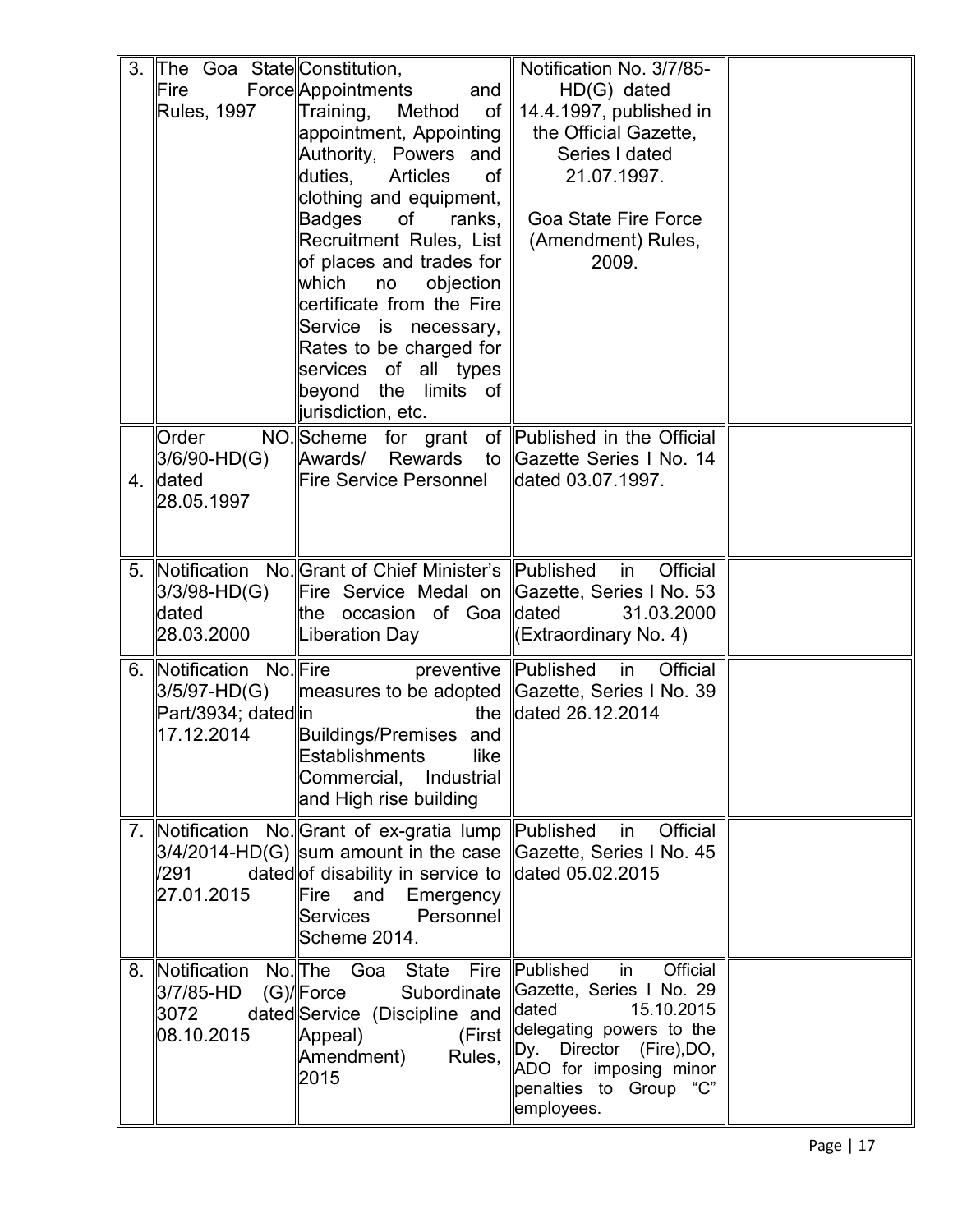| 3. | The Goa State Fire Force Rules, 1997 | Constitution, Appointments and Training, Method of appointment, Appointing Authority, Powers and duties, Articles of clothing and equipment, Badges of ranks, Recruitment Rules, List of places and trades for which no objection certificate from the Fire Service is necessary, Rates to be charged for services of all types beyond the limits of jurisdiction, etc. | Notification No. 3/7/85-HD(G) dated 14.4.1997, published in the Official Gazette, Series I dated 21.07.1997.<br><br>Goa State Fire Force (Amendment) Rules, 2009. | |
|---|---|---|---|---|
| 4. | Order NO. 3/6/90-HD(G) dated 28.05.1997 | Scheme for grant of Awards/ Rewards to Fire Service Personnel | Published in the Official Gazette Series I No. 14 dated 03.07.1997. | |
| 5. | Notification No. 3/3/98-HD(G) dated 28.03.2000 | Grant of Chief Minister's Fire Service Medal on the occasion of Goa Liberation Day | Published in Official Gazette, Series I No. 53 dated 31.03.2000 (Extraordinary No. 4) | |
| 6. | Notification No. 3/5/97-HD(G) Part/3934; dated 17.12.2014 | Fire preventive measures to be adopted in the Buildings/Premises and Establishments like Commercial, Industrial and High rise building | Published in Official Gazette, Series I No. 39 dated 26.12.2014 | |
| 7. | Notification No. 3/4/2014-HD(G) /291 dated 27.01.2015 | Grant of ex-gratia lump sum amount in the case of disability in service to Fire and Emergency Services Personnel Scheme 2014. | Published in Official Gazette, Series I No. 45 dated 05.02.2015 | |
| 8. | Notification No. 3/7/85-HD (G)/ 3072 dated 08.10.2015 | The Goa State Fire Force Subordinate Service (Discipline and Appeal) (First Amendment) Rules, 2015 | Published in Official Gazette, Series I No. 29 dated 15.10.2015 delegating powers to the Dy. Director (Fire),DO, ADO for imposing minor penalties to Group "C" employees. | |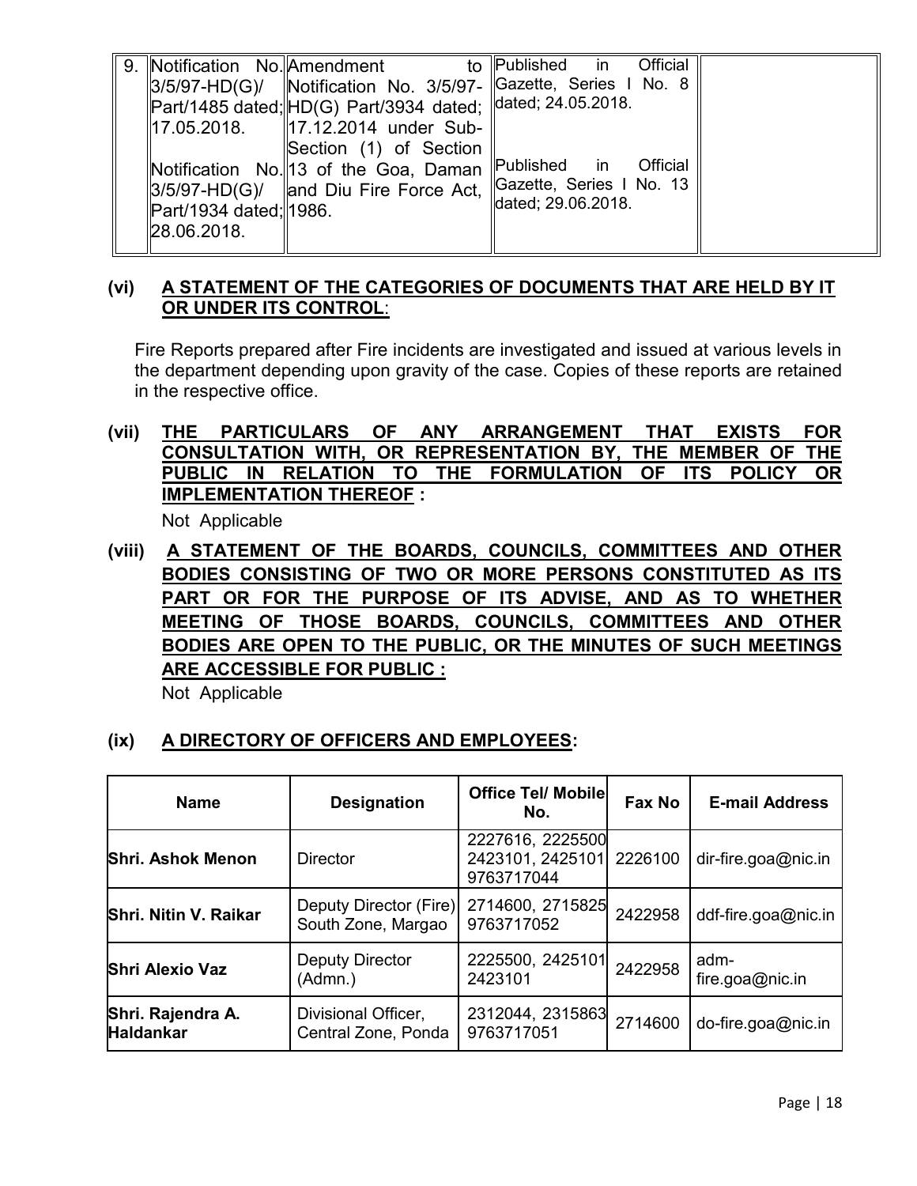| 9. | Notification No. 3/5/97-HD(G)/ Part/1485 dated; 17.05.2018.<br><br>Notification No. 3/5/97-HD(G)/ Part/1934 dated; 28.06.2018. | Amendment to Notification No. 3/5/97-HD(G) Part/3934 dated; 17.12.2014 under Sub-Section (1) of Section 13 of the Goa, Daman and Diu Fire Force Act, 1986. | Published in Official Gazette, Series I No. 8 dated; 24.05.2018.<br><br>Published in Official Gazette, Series I No. 13 dated; 29.06.2018. | |
|---|---|---|---|---|

**(vi) A STATEMENT OF THE CATEGORIES OF DOCUMENTS THAT ARE HELD BY IT OR UNDER ITS CONTROL**:

Fire Reports prepared after Fire incidents are investigated and issued at various levels in the department depending upon gravity of the case. Copies of these reports are retained in the respective office.

**(vii) THE PARTICULARS OF ANY ARRANGEMENT THAT EXISTS FOR CONSULTATION WITH, OR REPRESENTATION BY, THE MEMBER OF THE PUBLIC IN RELATION TO THE FORMULATION OF ITS POLICY OR IMPLEMENTATION THEREOF :**

Not Applicable

**(viii) A STATEMENT OF THE BOARDS, COUNCILS, COMMITTEES AND OTHER BODIES CONSISTING OF TWO OR MORE PERSONS CONSTITUTED AS ITS PART OR FOR THE PURPOSE OF ITS ADVISE, AND AS TO WHETHER MEETING OF THOSE BOARDS, COUNCILS, COMMITTEES AND OTHER BODIES ARE OPEN TO THE PUBLIC, OR THE MINUTES OF SUCH MEETINGS ARE ACCESSIBLE FOR PUBLIC :**

Not Applicable

**(ix) A DIRECTORY OF OFFICERS AND EMPLOYEES:**

| Name | Designation | Office Tel/ Mobile No. | Fax No | E-mail Address |
|---|---|---|---|---|
| **Shri. Ashok Menon** | Director | 2227616, 2225500 2423101, 2425101 9763717044 | 2226100 | dir-fire.goa@nic.in |
| **Shri. Nitin V. Raikar** | Deputy Director (Fire) South Zone, Margao | 2714600, 2715825 9763717052 | 2422958 | ddf-fire.goa@nic.in |
| **Shri Alexio Vaz** | Deputy Director (Admn.) | 2225500, 2425101 2423101 | 2422958 | adm-fire.goa@nic.in |
| **Shri. Rajendra A. Haldankar** | Divisional Officer, Central Zone, Ponda | 2312044, 2315863 9763717051 | 2714600 | do-fire.goa@nic.in |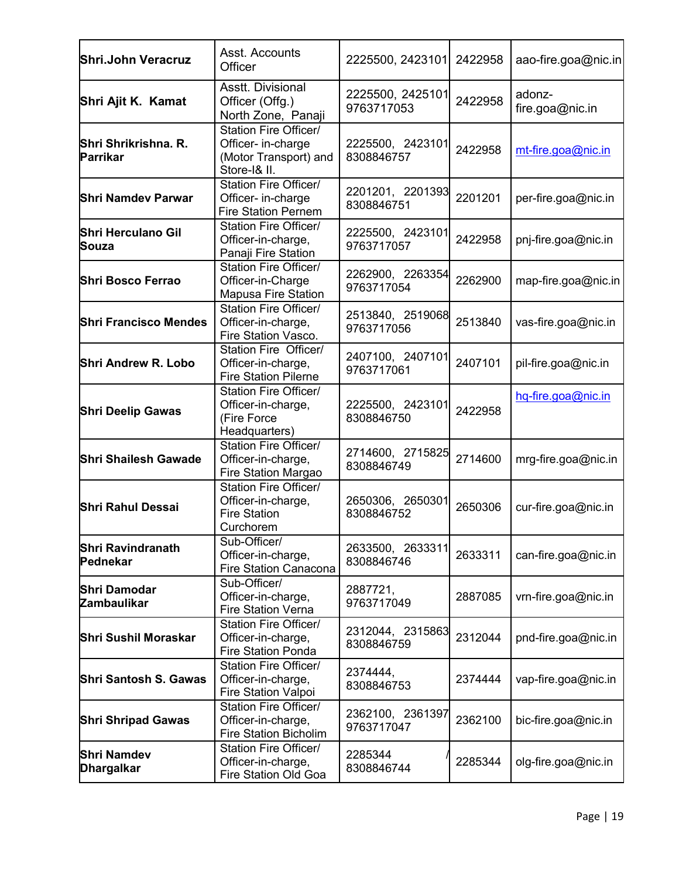| | | | | |
|---|---|---|---|---|
| **Shri.John Veracruz** | Asst. Accounts Officer | 2225500, 2423101 | 2422958 | aao-fire.goa@nic.in |
| **Shri Ajit K. Kamat** | Asstt. Divisional Officer (Offg.) North Zone, Panaji | 2225500, 2425101 9763717053 | 2422958 | adonz-fire.goa@nic.in |
| **Shri Shrikrishna. R. Parrikar** | Station Fire Officer/ Officer- in-charge (Motor Transport) and Store-I& II. | 2225500, 2423101 8308846757 | 2422958 | mt-fire.goa@nic.in |
| **Shri Namdev Parwar** | Station Fire Officer/ Officer- in-charge Fire Station Pernem | 2201201, 2201393 8308846751 | 2201201 | per-fire.goa@nic.in |
| **Shri Herculano Gil Souza** | Station Fire Officer/ Officer-in-charge, Panaji Fire Station | 2225500, 2423101 9763717057 | 2422958 | pnj-fire.goa@nic.in |
| **Shri Bosco Ferrao** | Station Fire Officer/ Officer-in-Charge Mapusa Fire Station | 2262900, 2263354 9763717054 | 2262900 | map-fire.goa@nic.in |
| **Shri Francisco Mendes** | Station Fire Officer/ Officer-in-charge, Fire Station Vasco. | 2513840, 2519068 9763717056 | 2513840 | vas-fire.goa@nic.in |
| **Shri Andrew R. Lobo** | Station Fire Officer/ Officer-in-charge, Fire Station Pilerne | 2407100, 2407101 9763717061 | 2407101 | pil-fire.goa@nic.in |
| **Shri Deelip Gawas** | Station Fire Officer/ Officer-in-charge, (Fire Force Headquarters) | 2225500, 2423101 8308846750 | 2422958 | hq-fire.goa@nic.in |
| **Shri Shailesh Gawade** | Station Fire Officer/ Officer-in-charge, Fire Station Margao | 2714600, 2715825 8308846749 | 2714600 | mrg-fire.goa@nic.in |
| **Shri Rahul Dessai** | Station Fire Officer/ Officer-in-charge, Fire Station Curchorem | 2650306, 2650301 8308846752 | 2650306 | cur-fire.goa@nic.in |
| **Shri Ravindranath Pednekar** | Sub-Officer/ Officer-in-charge, Fire Station Canacona | 2633500, 2633311 8308846746 | 2633311 | can-fire.goa@nic.in |
| **Shri Damodar Zambaulikar** | Sub-Officer/ Officer-in-charge, Fire Station Verna | 2887721, 9763717049 | 2887085 | vrn-fire.goa@nic.in |
| **Shri Sushil Moraskar** | Station Fire Officer/ Officer-in-charge, Fire Station Ponda | 2312044, 2315863 8308846759 | 2312044 | pnd-fire.goa@nic.in |
| **Shri Santosh S. Gawas** | Station Fire Officer/ Officer-in-charge, Fire Station Valpoi | 2374444, 8308846753 | 2374444 | vap-fire.goa@nic.in |
| **Shri Shripad Gawas** | Station Fire Officer/ Officer-in-charge, Fire Station Bicholim | 2362100, 2361397 9763717047 | 2362100 | bic-fire.goa@nic.in |
| **Shri Namdev Dhargalkar** | Station Fire Officer/ Officer-in-charge, Fire Station Old Goa | 2285344 / 8308846744 | 2285344 | olg-fire.goa@nic.in |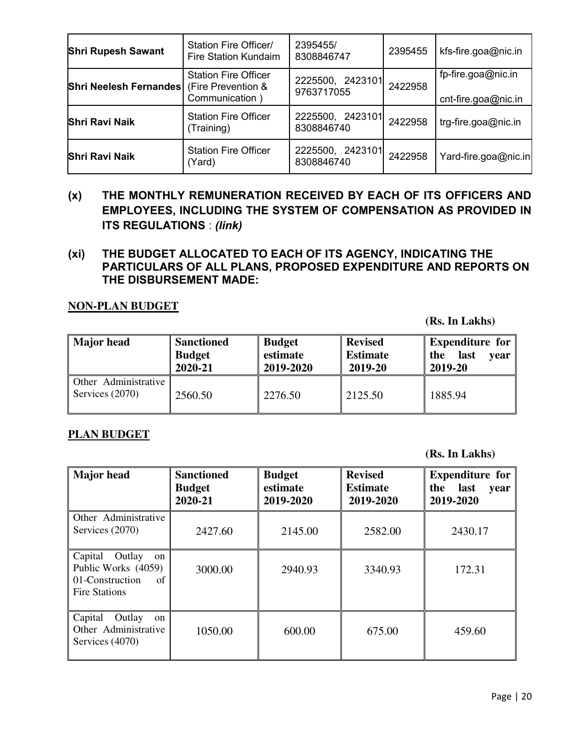| Shri Rupesh Sawant | Station Fire Officer/ Fire Station Kundaim | 2395455/ 8308846747 | 2395455 | kfs-fire.goa@nic.in |
|---|---|---|---|---|
| Shri Neelesh Fernandes | Station Fire Officer (Fire Prevention & Communication ) | 2225500, 2423101 9763717055 | 2422958 | fp-fire.goa@nic.in cnt-fire.goa@nic.in |
| Shri Ravi Naik | Station Fire Officer (Training) | 2225500, 2423101 8308846740 | 2422958 | trg-fire.goa@nic.in |
| Shri Ravi Naik | Station Fire Officer (Yard) | 2225500, 2423101 8308846740 | 2422958 | Yard-fire.goa@nic.in |

**(x) THE MONTHLY REMUNERATION RECEIVED BY EACH OF ITS OFFICERS AND EMPLOYEES, INCLUDING THE SYSTEM OF COMPENSATION AS PROVIDED IN ITS REGULATIONS** : ***(link)***

**(xi) THE BUDGET ALLOCATED TO EACH OF ITS AGENCY, INDICATING THE PARTICULARS OF ALL PLANS, PROPOSED EXPENDITURE AND REPORTS ON THE DISBURSEMENT MADE:**

**NON-PLAN BUDGET**

**(Rs. In Lakhs)**

| Major head | Sanctioned Budget 2020-21 | Budget estimate 2019-2020 | Revised Estimate 2019-20 | Expenditure for the last year 2019-20 |
|---|---|---|---|---|
| Other Administrative Services (2070) | 2560.50 | 2276.50 | 2125.50 | 1885.94 |

**PLAN BUDGET**

**(Rs. In Lakhs)**

| Major head | Sanctioned Budget 2020-21 | Budget estimate 2019-2020 | Revised Estimate 2019-2020 | Expenditure for the last year 2019-2020 |
|---|---|---|---|---|
| Other Administrative Services (2070) | 2427.60 | 2145.00 | 2582.00 | 2430.17 |
| Capital Outlay on Public Works (4059) 01-Construction of Fire Stations | 3000.00 | 2940.93 | 3340.93 | 172.31 |
| Capital Outlay on Other Administrative Services (4070) | 1050.00 | 600.00 | 675.00 | 459.60 |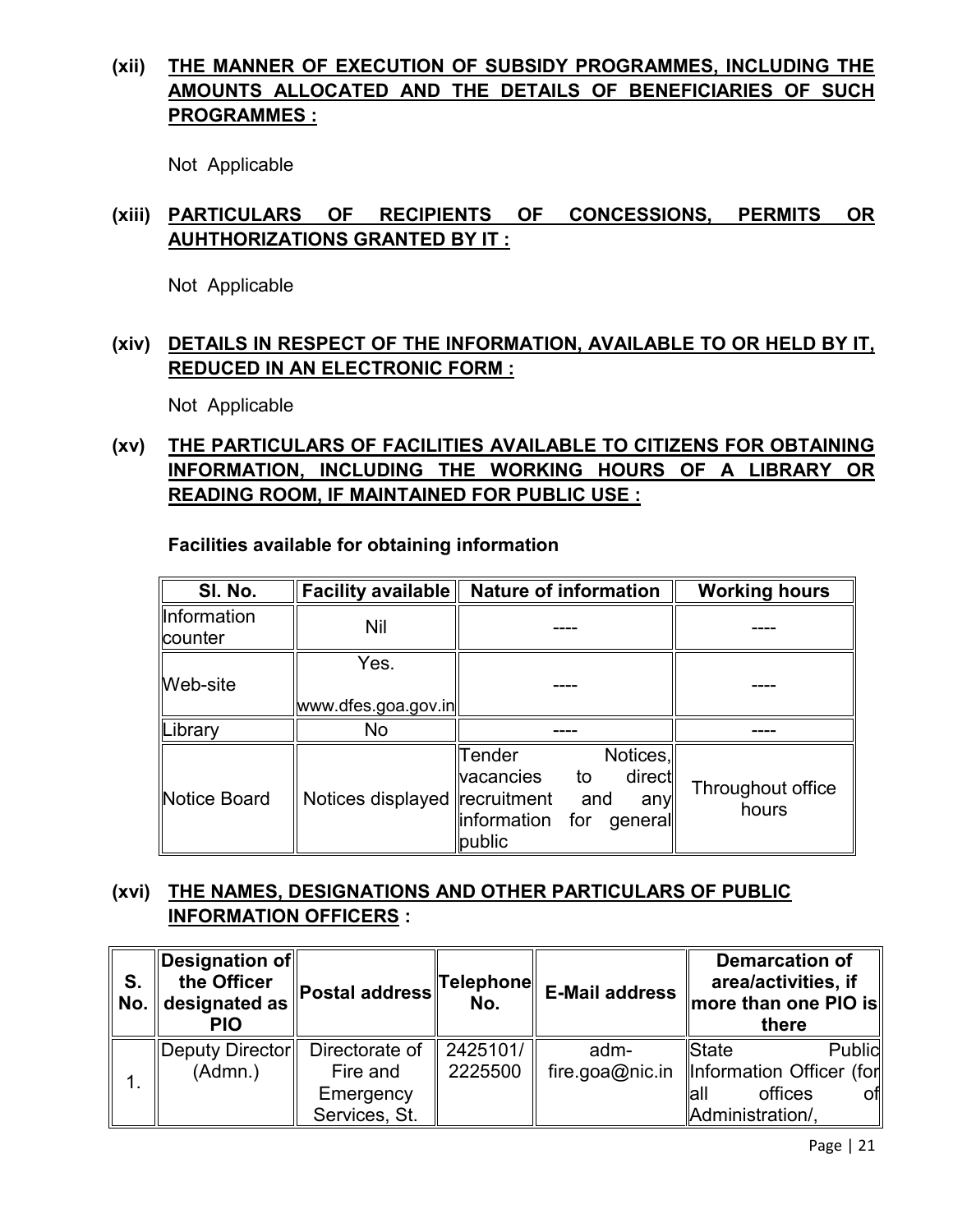**(xii) THE MANNER OF EXECUTION OF SUBSIDY PROGRAMMES, INCLUDING THE AMOUNTS ALLOCATED AND THE DETAILS OF BENEFICIARIES OF SUCH PROGRAMMES :**

Not Applicable

**(xiii) PARTICULARS OF RECIPIENTS OF CONCESSIONS, PERMITS OR AUHTHORIZATIONS GRANTED BY IT :**

Not Applicable

**(xiv) DETAILS IN RESPECT OF THE INFORMATION, AVAILABLE TO OR HELD BY IT, REDUCED IN AN ELECTRONIC FORM :**

Not Applicable

**(xv) THE PARTICULARS OF FACILITIES AVAILABLE TO CITIZENS FOR OBTAINING INFORMATION, INCLUDING THE WORKING HOURS OF A LIBRARY OR READING ROOM, IF MAINTAINED FOR PUBLIC USE :**

**Facilities available for obtaining information**

| Sl. No. | Facility available | Nature of information | Working hours |
|---|---|---|---|
| Information counter | Nil | ---- | ---- |
| Web-site | Yes. www.dfes.goa.gov.in | ---- | ---- |
| Library | No | ---- | ---- |
| Notice Board | Notices displayed | Tender Notices, vacancies to direct recruitment and any information for general public | Throughout office hours |

**(xvi) THE NAMES, DESIGNATIONS AND OTHER PARTICULARS OF PUBLIC INFORMATION OFFICERS :**

| S. No. | Designation of the Officer designated as PIO | Postal address | Telephone No. | E-Mail address | Demarcation of area/activities, if more than one PIO is there |
|---|---|---|---|---|---|
| 1. | Deputy Director (Admn.) | Directorate of Fire and Emergency Services, St. | 2425101/ 2225500 | adm-fire.goa@nic.in | State Public Information Officer (for all offices of Administration/, |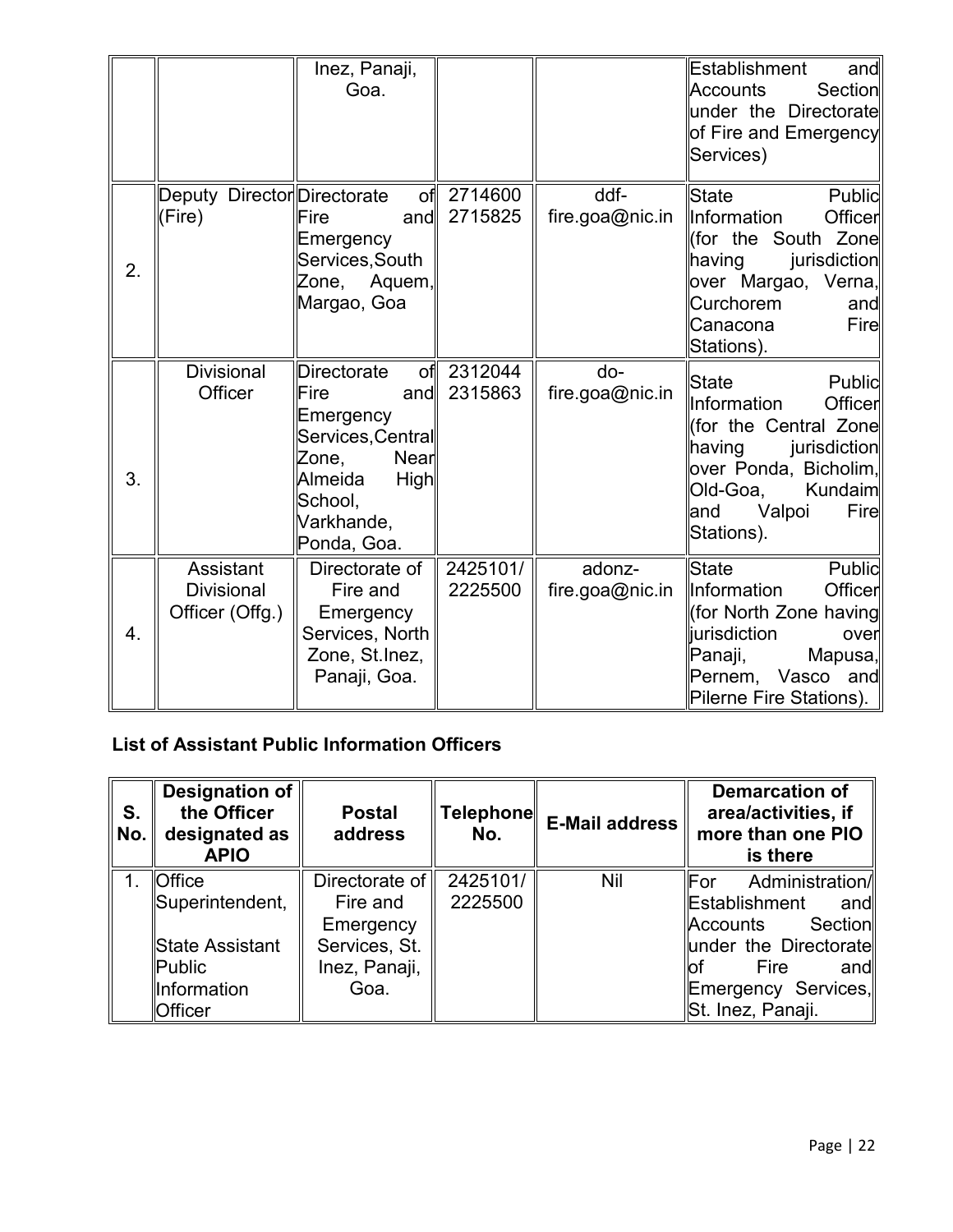| | | Inez, Panaji, Goa. | | | Establishment and Accounts Section under the Directorate of Fire and Emergency Services) |
|---|---|---|---|---|---|
| 2. | Deputy Director (Fire) | Directorate of Fire and Emergency Services,South Zone, Aquem, Margao, Goa | 2714600 2715825 | ddf-fire.goa@nic.in | State Public Information Officer (for the South Zone having jurisdiction over Margao, Verna, Curchorem and Canacona Fire Stations). |
| 3. | Divisional Officer | Directorate of Fire and Emergency Services,Central Zone, Near Almeida High School, Varkhande, Ponda, Goa. | 2312044 2315863 | do-fire.goa@nic.in | State Public Information Officer (for the Central Zone having jurisdiction over Ponda, Bicholim, Old-Goa, Kundaim and Valpoi Fire Stations). |
| 4. | Assistant Divisional Officer (Offg.) | Directorate of Fire and Emergency Services, North Zone, St.Inez, Panaji, Goa. | 2425101/ 2225500 | adonz-fire.goa@nic.in | State Public Information Officer (for North Zone having jurisdiction over Panaji, Mapusa, Pernem, Vasco and Pilerne Fire Stations). |

**List of Assistant Public Information Officers**

| S. No. | Designation of the Officer designated as APIO | Postal address | Telephone No. | E-Mail address | Demarcation of area/activities, if more than one PIO is there |
|---|---|---|---|---|---|
| 1. | Office Superintendent, State Assistant Public Information Officer | Directorate of Fire and Emergency Services, St. Inez, Panaji, Goa. | 2425101/ 2225500 | Nil | For Administration/ Establishment and Accounts Section under the Directorate of Fire and Emergency Services, St. Inez, Panaji. |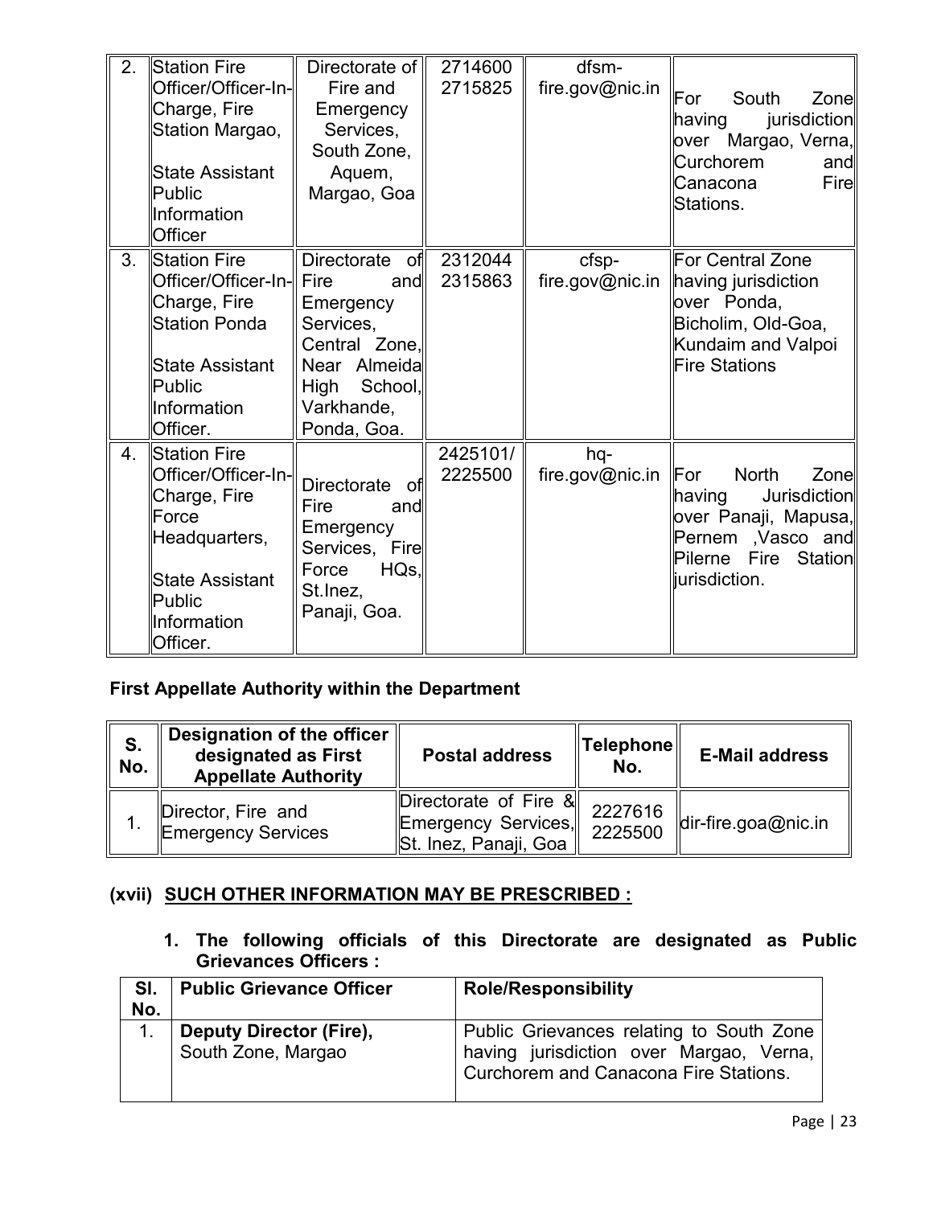| 2. | Station Fire Officer/Officer-In-Charge, Fire Station Margao,<br><br>State Assistant Public Information Officer | Directorate of Fire and Emergency Services, South Zone, Aquem, Margao, Goa | 2714600<br>2715825 | dfsm-fire.gov@nic.in | For South Zone having jurisdiction over Margao, Verna, Curchorem and Canacona Fire Stations. |
|---|---|---|---|---|---|
| 3. | Station Fire Officer/Officer-In-Charge, Fire Station Ponda<br><br>State Assistant Public Information Officer. | Directorate of Fire and Emergency Services, Central Zone, Near Almeida High School, Varkhande, Ponda, Goa. | 2312044<br>2315863 | cfsp-fire.gov@nic.in | For Central Zone having jurisdiction over Ponda, Bicholim, Old-Goa, Kundaim and Valpoi Fire Stations |
| 4. | Station Fire Officer/Officer-In-Charge, Fire Force Headquarters,<br><br>State Assistant Public Information Officer. | Directorate of Fire and Emergency Services, Fire Force HQs, St.Inez, Panaji, Goa. | 2425101/<br>2225500 | hq-fire.gov@nic.in | For North Zone having Jurisdiction over Panaji, Mapusa, Pernem ,Vasco and Pilerne Fire Station jurisdiction. |

**First Appellate Authority within the Department**

| S. No. | Designation of the officer designated as First Appellate Authority | Postal address | Telephone No. | E-Mail address |
|---|---|---|---|---|
| 1. | Director, Fire and Emergency Services | Directorate of Fire & Emergency Services, St. Inez, Panaji, Goa | 2227616<br>2225500 | dir-fire.goa@nic.in |

## (xvii) SUCH OTHER INFORMATION MAY BE PRESCRIBED :

**1. The following officials of this Directorate are designated as Public Grievances Officers :**

| Sl. No. | Public Grievance Officer | Role/Responsibility |
|---|---|---|
| 1. | **Deputy Director (Fire),** South Zone, Margao | Public Grievances relating to South Zone having jurisdiction over Margao, Verna, Curchorem and Canacona Fire Stations. |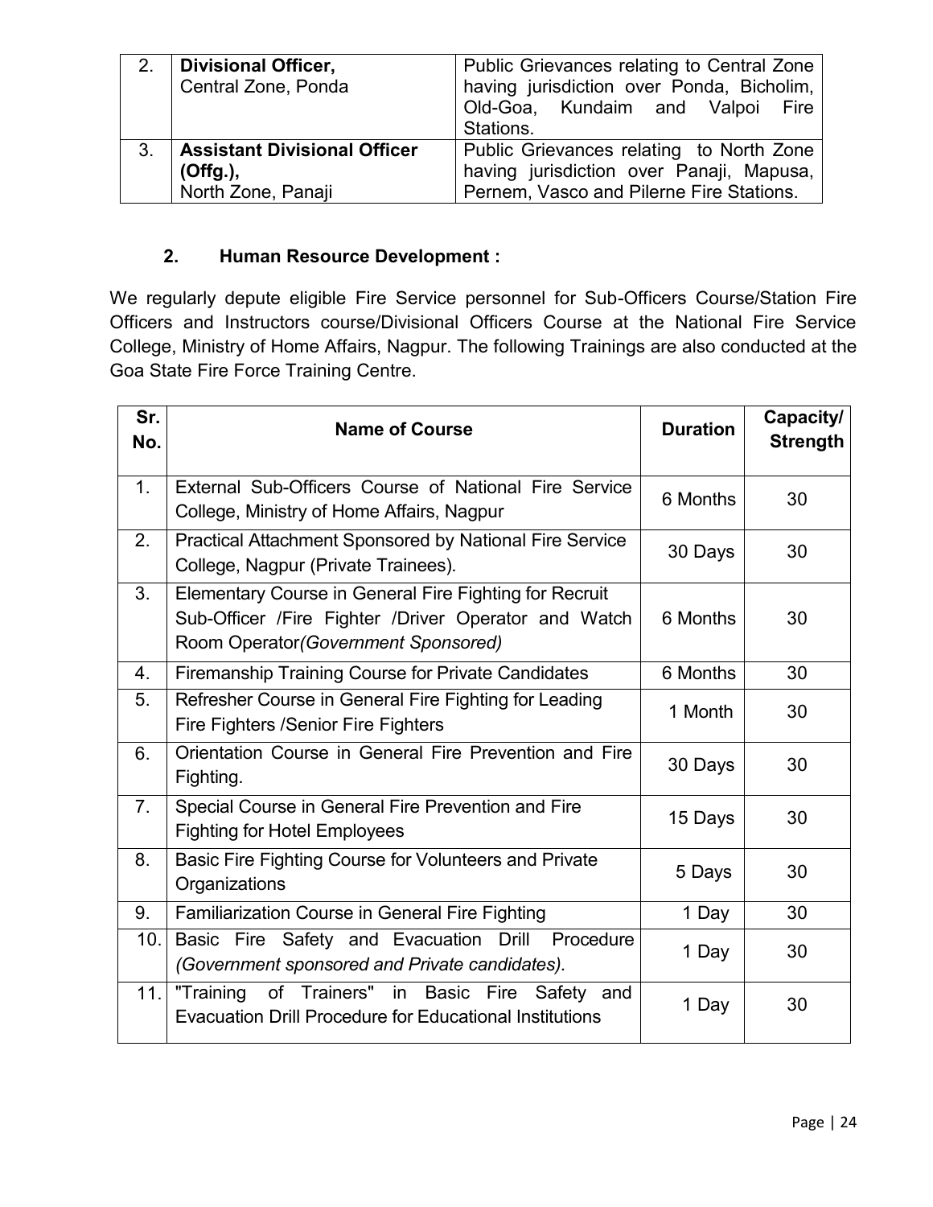| 2. | **Divisional Officer,** Central Zone, Ponda | Public Grievances relating to Central Zone having jurisdiction over Ponda, Bicholim, Old-Goa, Kundaim and Valpoi Fire Stations. |
|---|---|---|
| 3. | **Assistant Divisional Officer (Offg.),** North Zone, Panaji | Public Grievances relating to North Zone having jurisdiction over Panaji, Mapusa, Pernem, Vasco and Pilerne Fire Stations. |

### 2. Human Resource Development :

We regularly depute eligible Fire Service personnel for Sub-Officers Course/Station Fire Officers and Instructors course/Divisional Officers Course at the National Fire Service College, Ministry of Home Affairs, Nagpur. The following Trainings are also conducted at the Goa State Fire Force Training Centre.

| Sr. No. | Name of Course | Duration | Capacity/ Strength |
|---|---|---|---|
| 1. | External Sub-Officers Course of National Fire Service College, Ministry of Home Affairs, Nagpur | 6 Months | 30 |
| 2. | Practical Attachment Sponsored by National Fire Service College, Nagpur (Private Trainees). | 30 Days | 30 |
| 3. | Elementary Course in General Fire Fighting for Recruit Sub-Officer /Fire Fighter /Driver Operator and Watch Room Operator *(Government Sponsored)* | 6 Months | 30 |
| 4. | Firemanship Training Course for Private Candidates | 6 Months | 30 |
| 5. | Refresher Course in General Fire Fighting for Leading Fire Fighters /Senior Fire Fighters | 1 Month | 30 |
| 6. | Orientation Course in General Fire Prevention and Fire Fighting. | 30 Days | 30 |
| 7. | Special Course in General Fire Prevention and Fire Fighting for Hotel Employees | 15 Days | 30 |
| 8. | Basic Fire Fighting Course for Volunteers and Private Organizations | 5 Days | 30 |
| 9. | Familiarization Course in General Fire Fighting | 1 Day | 30 |
| 10. | Basic Fire Safety and Evacuation Drill Procedure *(Government sponsored and Private candidates).* | 1 Day | 30 |
| 11. | "Training of Trainers" in Basic Fire Safety and Evacuation Drill Procedure for Educational Institutions | 1 Day | 30 |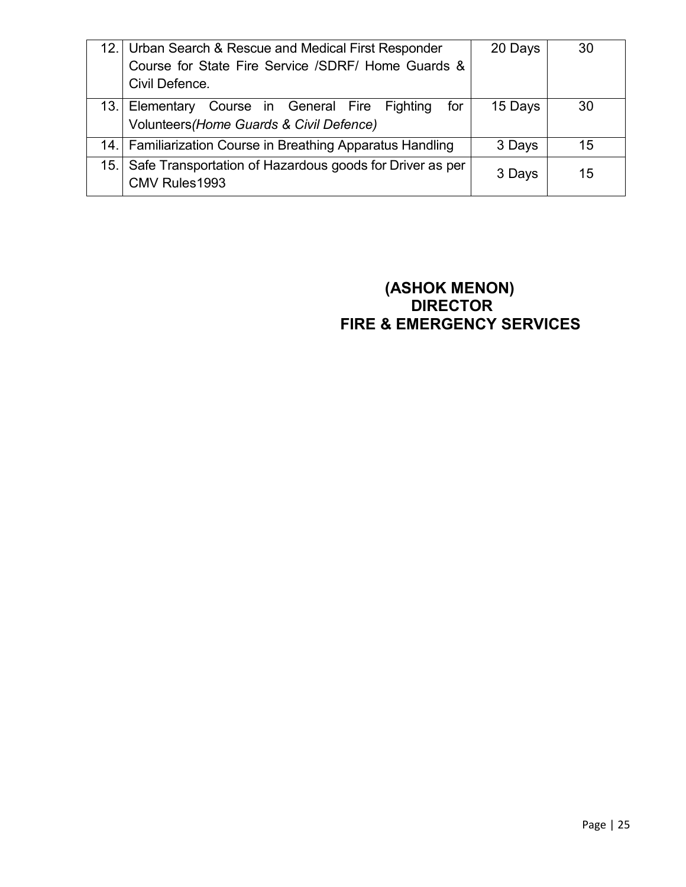| | | | |
|---|---|---|---|
| 12. | Urban Search & Rescue and Medical First Responder Course for State Fire Service /SDRF/ Home Guards & Civil Defence. | 20 Days | 30 |
| 13. | Elementary Course in General Fire Fighting for Volunteers*(Home Guards & Civil Defence)* | 15 Days | 30 |
| 14. | Familiarization Course in Breathing Apparatus Handling | 3 Days | 15 |
| 15. | Safe Transportation of Hazardous goods for Driver as per CMV Rules1993 | 3 Days | 15 |

**(ASHOK MENON)**
**DIRECTOR**
**FIRE & EMERGENCY SERVICES**